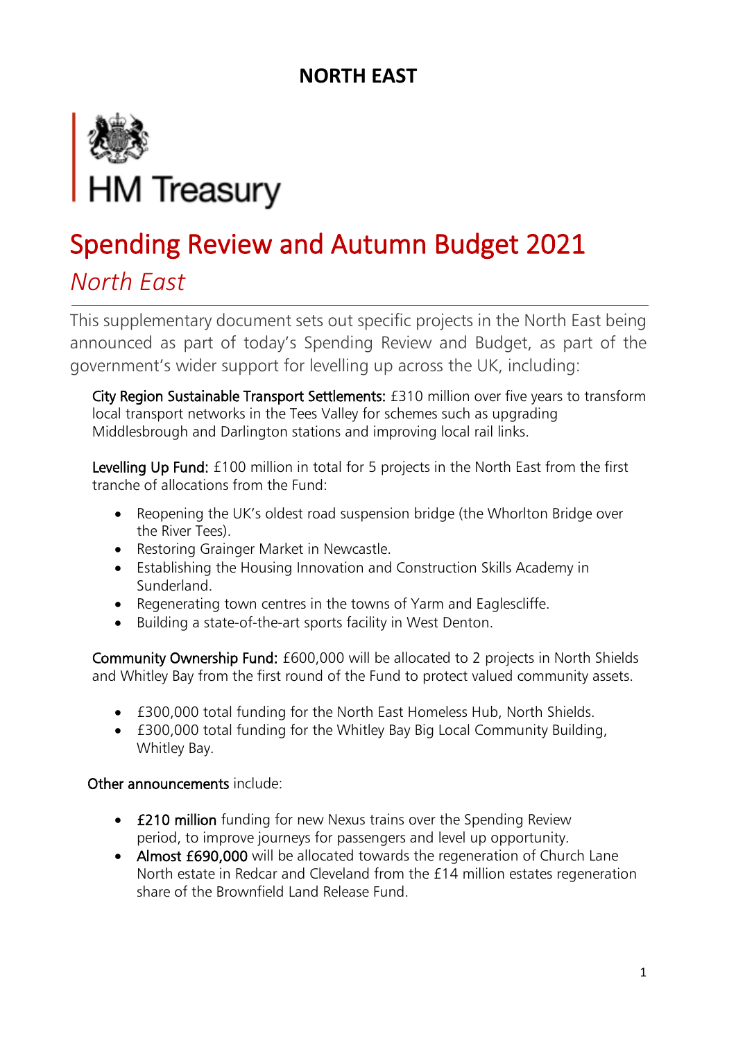# NORTH EAST

HM Treasury

# Spending Review and Autumn Budget 2021

## *North East*

This supplementary document sets out specific projects in the North East being announced as part of today's Spending Review and Budget, as part of the government's wider support for levelling up across the UK, including:

**City Region Sustainable Transport Settlements:** £310 million over five years to transform local transport networks in the Tees Valley for schemes such as upgrading Middlesbrough and Darlington stations and improving local rail links.

**Levelling Up Fund:** £100 million in total for 5 projects in the North East from the first tranche of allocations from the Fund:

- Reopening the UK's oldest road suspension bridge (the Whorlton Bridge over the River Tees).
- Restoring Grainger Market in Newcastle.
- Establishing the Housing Innovation and Construction Skills Academy in Sunderland.
- Regenerating town centres in the towns of Yarm and Eaglescliffe.
- Building a state-of-the-art sports facility in West Denton.

**Community Ownership Fund:** £600,000 will be allocated to 2 projects in North Shields and Whitley Bay from the first round of the Fund to protect valued community assets.

- £300,000 total funding for the North East Homeless Hub, North Shields.
- £300,000 total funding for the Whitley Bay Big Local Community Building, Whitley Bay.

**Other announcements** include:

- **£210 million** funding for new Nexus trains over the Spending Review period, to improve journeys for passengers and level up opportunity.
- **Almost £690,000** will be allocated towards the regeneration of Church Lane North estate in Redcar and Cleveland from the £14 million estates regeneration share of the Brownfield Land Release Fund.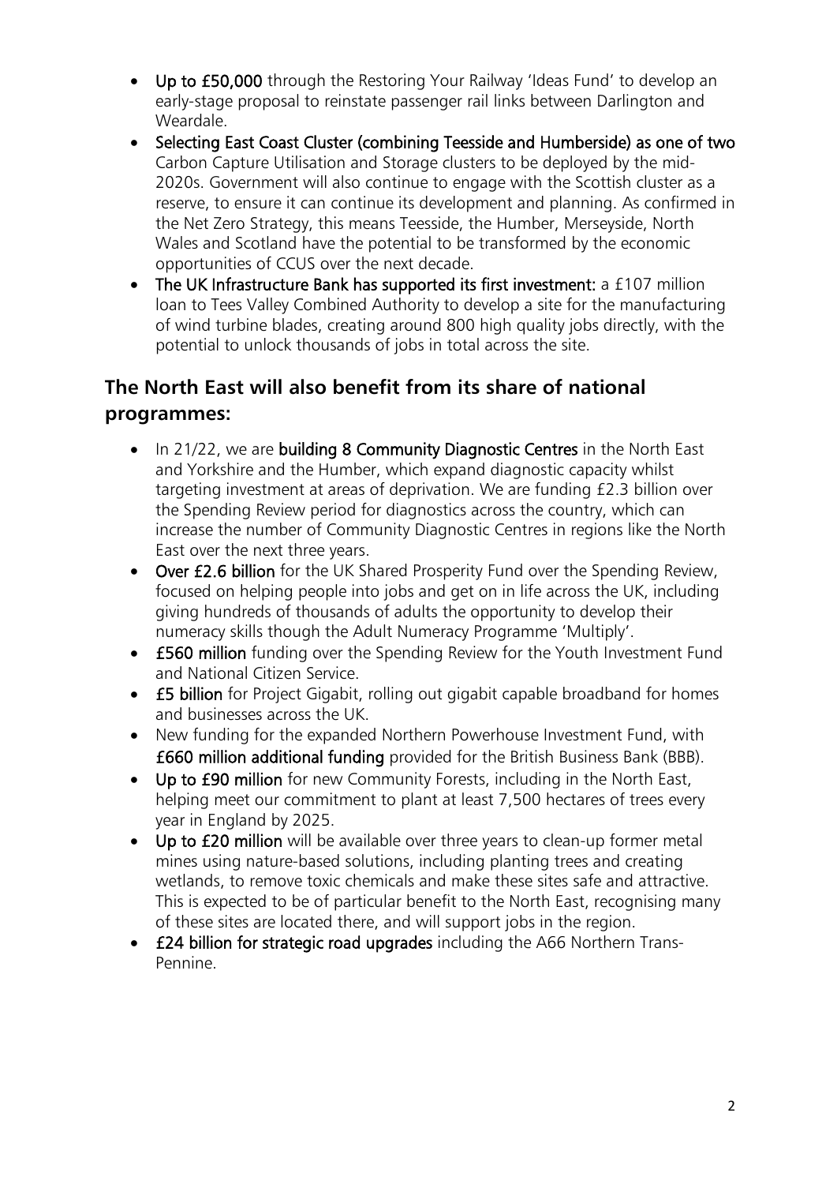- **Up to £50,000** through the Restoring Your Railway 'Ideas Fund' to develop an early-stage proposal to reinstate passenger rail links between Darlington and Weardale.
- **Selecting East Coast Cluster (combining Teesside and Humberside) as one of two** Carbon Capture Utilisation and Storage clusters to be deployed by the mid-2020s. Government will also continue to engage with the Scottish cluster as a reserve, to ensure it can continue its development and planning. As confirmed in the Net Zero Strategy, this means Teesside, the Humber, Merseyside, North Wales and Scotland have the potential to be transformed by the economic opportunities of CCUS over the next decade.
- **The UK Infrastructure Bank has supported its first investment:** a £107 million loan to Tees Valley Combined Authority to develop a site for the manufacturing of wind turbine blades, creating around 800 high quality jobs directly, with the potential to unlock thousands of jobs in total across the site.

## The North East will also benefit from its share of national programmes:

- In 21/22, we are **building 8 Community Diagnostic Centres** in the North East and Yorkshire and the Humber, which expand diagnostic capacity whilst targeting investment at areas of deprivation. We are funding £2.3 billion over the Spending Review period for diagnostics across the country, which can increase the number of Community Diagnostic Centres in regions like the North East over the next three years.
- **Over £2.6 billion** for the UK Shared Prosperity Fund over the Spending Review, focused on helping people into jobs and get on in life across the UK, including giving hundreds of thousands of adults the opportunity to develop their numeracy skills though the Adult Numeracy Programme 'Multiply'.
- **£560 million** funding over the Spending Review for the Youth Investment Fund and National Citizen Service.
- **£5 billion** for Project Gigabit, rolling out gigabit capable broadband for homes and businesses across the UK.
- New funding for the expanded Northern Powerhouse Investment Fund, with **£660 million additional funding** provided for the British Business Bank (BBB).
- **Up to £90 million** for new Community Forests, including in the North East, helping meet our commitment to plant at least 7,500 hectares of trees every year in England by 2025.
- **Up to £20 million** will be available over three years to clean-up former metal mines using nature-based solutions, including planting trees and creating wetlands, to remove toxic chemicals and make these sites safe and attractive. This is expected to be of particular benefit to the North East, recognising many of these sites are located there, and will support jobs in the region.
- **£24 billion for strategic road upgrades** including the A66 Northern Trans-Pennine.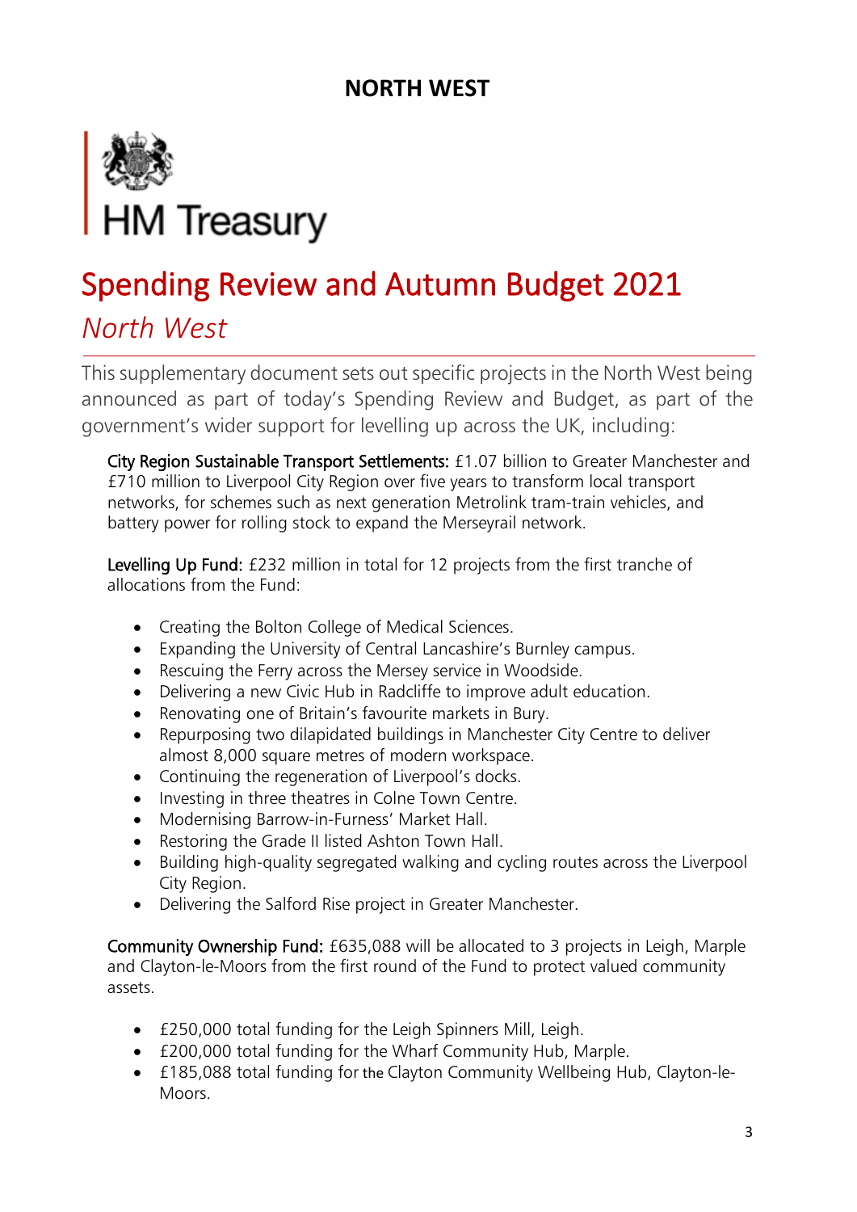## NORTH WEST

HM Treasury

# Spending Review and Autumn Budget 2021

## *North West*

This supplementary document sets out specific projects in the North West being announced as part of today's Spending Review and Budget, as part of the government's wider support for levelling up across the UK, including:

**City Region Sustainable Transport Settlements:** £1.07 billion to Greater Manchester and £710 million to Liverpool City Region over five years to transform local transport networks, for schemes such as next generation Metrolink tram-train vehicles, and battery power for rolling stock to expand the Merseyrail network.

**Levelling Up Fund:** £232 million in total for 12 projects from the first tranche of allocations from the Fund:

- Creating the Bolton College of Medical Sciences.
- Expanding the University of Central Lancashire's Burnley campus.
- Rescuing the Ferry across the Mersey service in Woodside.
- Delivering a new Civic Hub in Radcliffe to improve adult education.
- Renovating one of Britain's favourite markets in Bury.
- Repurposing two dilapidated buildings in Manchester City Centre to deliver almost 8,000 square metres of modern workspace.
- Continuing the regeneration of Liverpool's docks.
- Investing in three theatres in Colne Town Centre.
- Modernising Barrow-in-Furness' Market Hall.
- Restoring the Grade II listed Ashton Town Hall.
- Building high-quality segregated walking and cycling routes across the Liverpool City Region.
- Delivering the Salford Rise project in Greater Manchester.

**Community Ownership Fund:** £635,088 will be allocated to 3 projects in Leigh, Marple and Clayton-le-Moors from the first round of the Fund to protect valued community assets.

- £250,000 total funding for the Leigh Spinners Mill, Leigh.
- £200,000 total funding for the Wharf Community Hub, Marple.
- £185,088 total funding for the Clayton Community Wellbeing Hub, Clayton-le-Moors.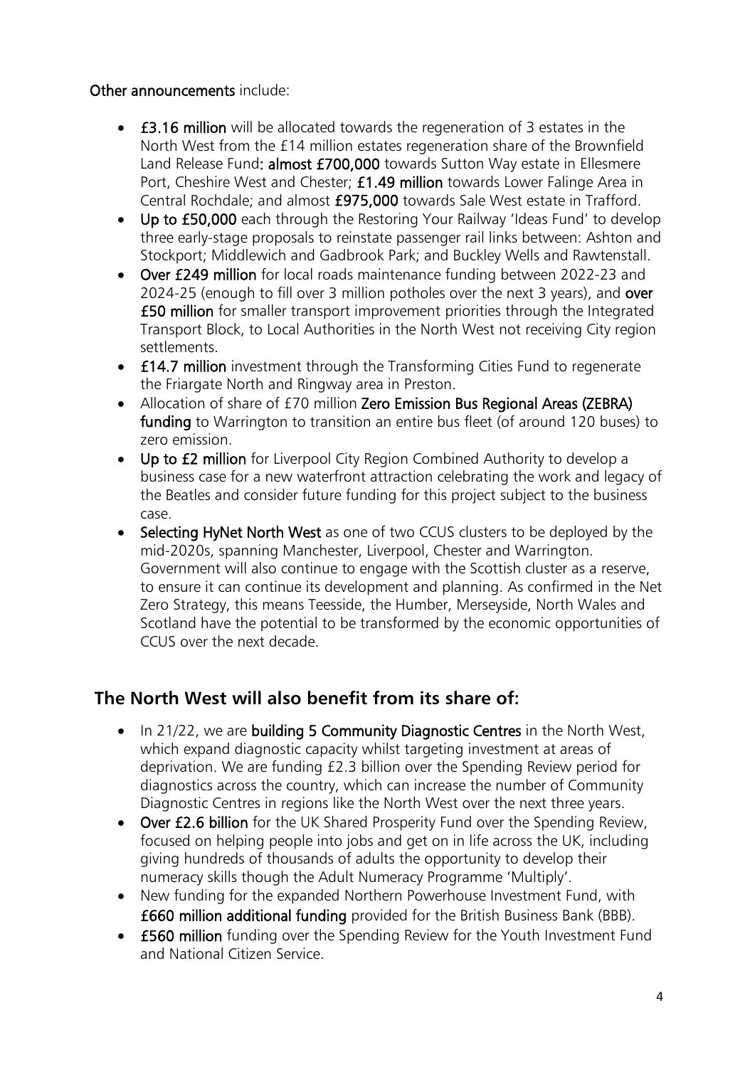**Other announcements** include:

- **£3.16 million** will be allocated towards the regeneration of 3 estates in the North West from the £14 million estates regeneration share of the Brownfield Land Release Fund**: almost £700,000** towards Sutton Way estate in Ellesmere Port, Cheshire West and Chester; **£1.49 million** towards Lower Falinge Area in Central Rochdale; and almost **£975,000** towards Sale West estate in Trafford.
- **Up to £50,000** each through the Restoring Your Railway 'Ideas Fund' to develop three early-stage proposals to reinstate passenger rail links between: Ashton and Stockport; Middlewich and Gadbrook Park; and Buckley Wells and Rawtenstall.
- **Over £249 million** for local roads maintenance funding between 2022-23 and 2024-25 (enough to fill over 3 million potholes over the next 3 years), and **over £50 million** for smaller transport improvement priorities through the Integrated Transport Block, to Local Authorities in the North West not receiving City region settlements.
- **£14.7 million** investment through the Transforming Cities Fund to regenerate the Friargate North and Ringway area in Preston.
- Allocation of share of £70 million **Zero Emission Bus Regional Areas (ZEBRA) funding** to Warrington to transition an entire bus fleet (of around 120 buses) to zero emission.
- **Up to £2 million** for Liverpool City Region Combined Authority to develop a business case for a new waterfront attraction celebrating the work and legacy of the Beatles and consider future funding for this project subject to the business case.
- **Selecting HyNet North West** as one of two CCUS clusters to be deployed by the mid-2020s, spanning Manchester, Liverpool, Chester and Warrington. Government will also continue to engage with the Scottish cluster as a reserve, to ensure it can continue its development and planning. As confirmed in the Net Zero Strategy, this means Teesside, the Humber, Merseyside, North Wales and Scotland have the potential to be transformed by the economic opportunities of CCUS over the next decade.

## The North West will also benefit from its share of:

- In 21/22, we are **building 5 Community Diagnostic Centres** in the North West, which expand diagnostic capacity whilst targeting investment at areas of deprivation. We are funding £2.3 billion over the Spending Review period for diagnostics across the country, which can increase the number of Community Diagnostic Centres in regions like the North West over the next three years.
- **Over £2.6 billion** for the UK Shared Prosperity Fund over the Spending Review, focused on helping people into jobs and get on in life across the UK, including giving hundreds of thousands of adults the opportunity to develop their numeracy skills though the Adult Numeracy Programme 'Multiply'.
- New funding for the expanded Northern Powerhouse Investment Fund, with **£660 million additional funding** provided for the British Business Bank (BBB).
- **£560 million** funding over the Spending Review for the Youth Investment Fund and National Citizen Service.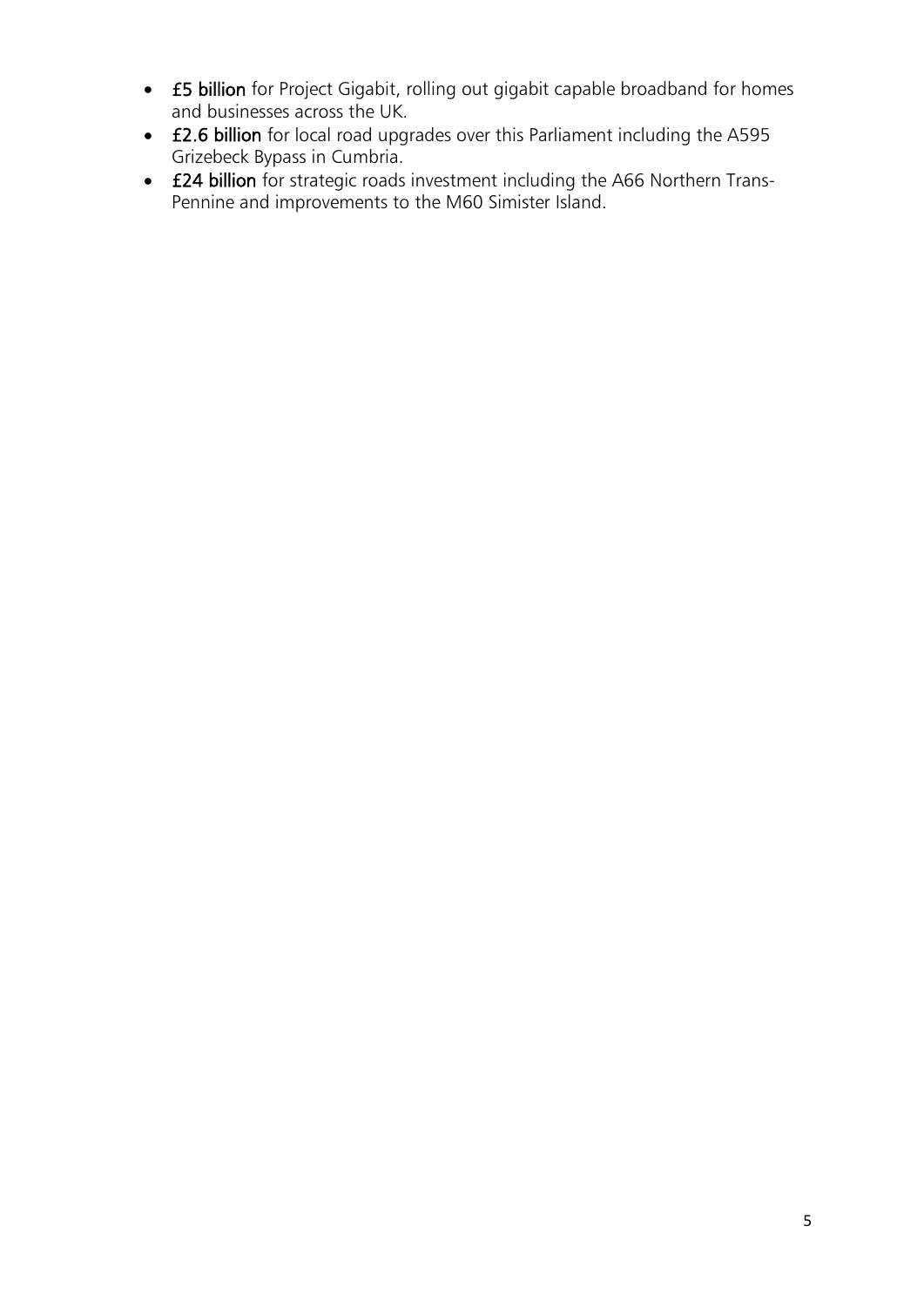- **£5 billion** for Project Gigabit, rolling out gigabit capable broadband for homes and businesses across the UK.
- **£2.6 billion** for local road upgrades over this Parliament including the A595 Grizebeck Bypass in Cumbria.
- **£24 billion** for strategic roads investment including the A66 Northern Trans-Pennine and improvements to the M60 Simister Island.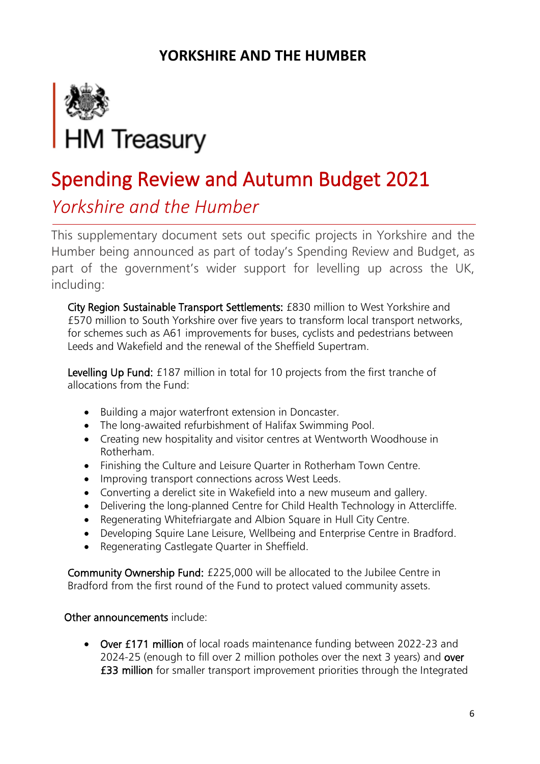# YORKSHIRE AND THE HUMBER

HM Treasury

## Spending Review and Autumn Budget 2021

### *Yorkshire and the Humber*

This supplementary document sets out specific projects in Yorkshire and the Humber being announced as part of today's Spending Review and Budget, as part of the government's wider support for levelling up across the UK, including:

**City Region Sustainable Transport Settlements:** £830 million to West Yorkshire and £570 million to South Yorkshire over five years to transform local transport networks, for schemes such as A61 improvements for buses, cyclists and pedestrians between Leeds and Wakefield and the renewal of the Sheffield Supertram.

**Levelling Up Fund:** £187 million in total for 10 projects from the first tranche of allocations from the Fund:

- Building a major waterfront extension in Doncaster.
- The long-awaited refurbishment of Halifax Swimming Pool.
- Creating new hospitality and visitor centres at Wentworth Woodhouse in Rotherham.
- Finishing the Culture and Leisure Quarter in Rotherham Town Centre.
- Improving transport connections across West Leeds.
- Converting a derelict site in Wakefield into a new museum and gallery.
- Delivering the long-planned Centre for Child Health Technology in Attercliffe.
- Regenerating Whitefriargate and Albion Square in Hull City Centre.
- Developing Squire Lane Leisure, Wellbeing and Enterprise Centre in Bradford.
- Regenerating Castlegate Quarter in Sheffield.

**Community Ownership Fund:** £225,000 will be allocated to the Jubilee Centre in Bradford from the first round of the Fund to protect valued community assets.

**Other announcements** include:

- **Over £171 million** of local roads maintenance funding between 2022-23 and 2024-25 (enough to fill over 2 million potholes over the next 3 years) and **over £33 million** for smaller transport improvement priorities through the Integrated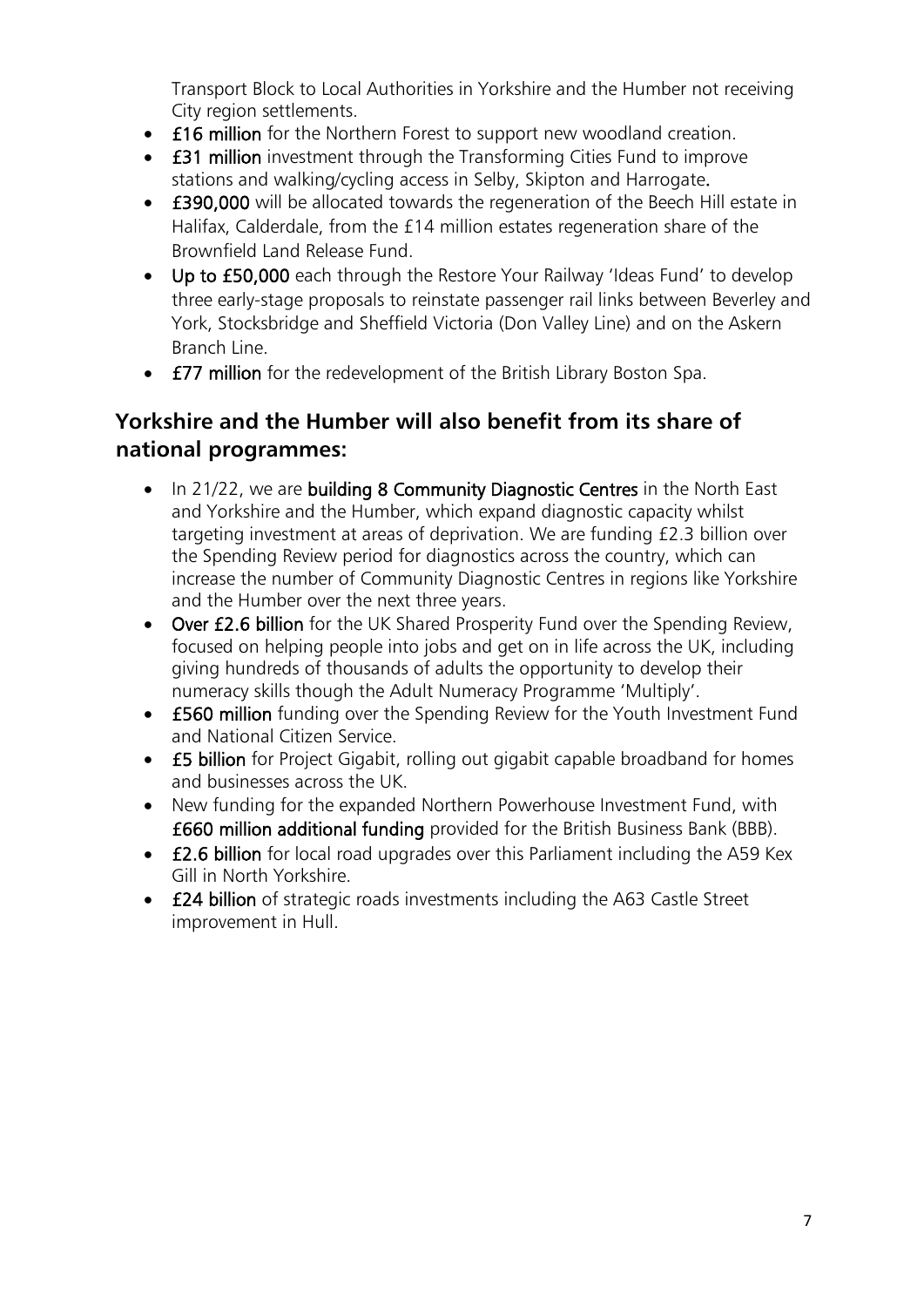Transport Block to Local Authorities in Yorkshire and the Humber not receiving City region settlements.

- **£16 million** for the Northern Forest to support new woodland creation.
- **£31 million** investment through the Transforming Cities Fund to improve stations and walking/cycling access in Selby, Skipton and Harrogate.
- **£390,000** will be allocated towards the regeneration of the Beech Hill estate in Halifax, Calderdale, from the £14 million estates regeneration share of the Brownfield Land Release Fund.
- **Up to £50,000** each through the Restore Your Railway 'Ideas Fund' to develop three early-stage proposals to reinstate passenger rail links between Beverley and York, Stocksbridge and Sheffield Victoria (Don Valley Line) and on the Askern Branch Line.
- **£77 million** for the redevelopment of the British Library Boston Spa.

## Yorkshire and the Humber will also benefit from its share of national programmes:

- In 21/22, we are **building 8 Community Diagnostic Centres** in the North East and Yorkshire and the Humber, which expand diagnostic capacity whilst targeting investment at areas of deprivation. We are funding £2.3 billion over the Spending Review period for diagnostics across the country, which can increase the number of Community Diagnostic Centres in regions like Yorkshire and the Humber over the next three years.
- **Over £2.6 billion** for the UK Shared Prosperity Fund over the Spending Review, focused on helping people into jobs and get on in life across the UK, including giving hundreds of thousands of adults the opportunity to develop their numeracy skills though the Adult Numeracy Programme 'Multiply'.
- **£560 million** funding over the Spending Review for the Youth Investment Fund and National Citizen Service.
- **£5 billion** for Project Gigabit, rolling out gigabit capable broadband for homes and businesses across the UK.
- New funding for the expanded Northern Powerhouse Investment Fund, with **£660 million additional funding** provided for the British Business Bank (BBB).
- **£2.6 billion** for local road upgrades over this Parliament including the A59 Kex Gill in North Yorkshire.
- **£24 billion** of strategic roads investments including the A63 Castle Street improvement in Hull.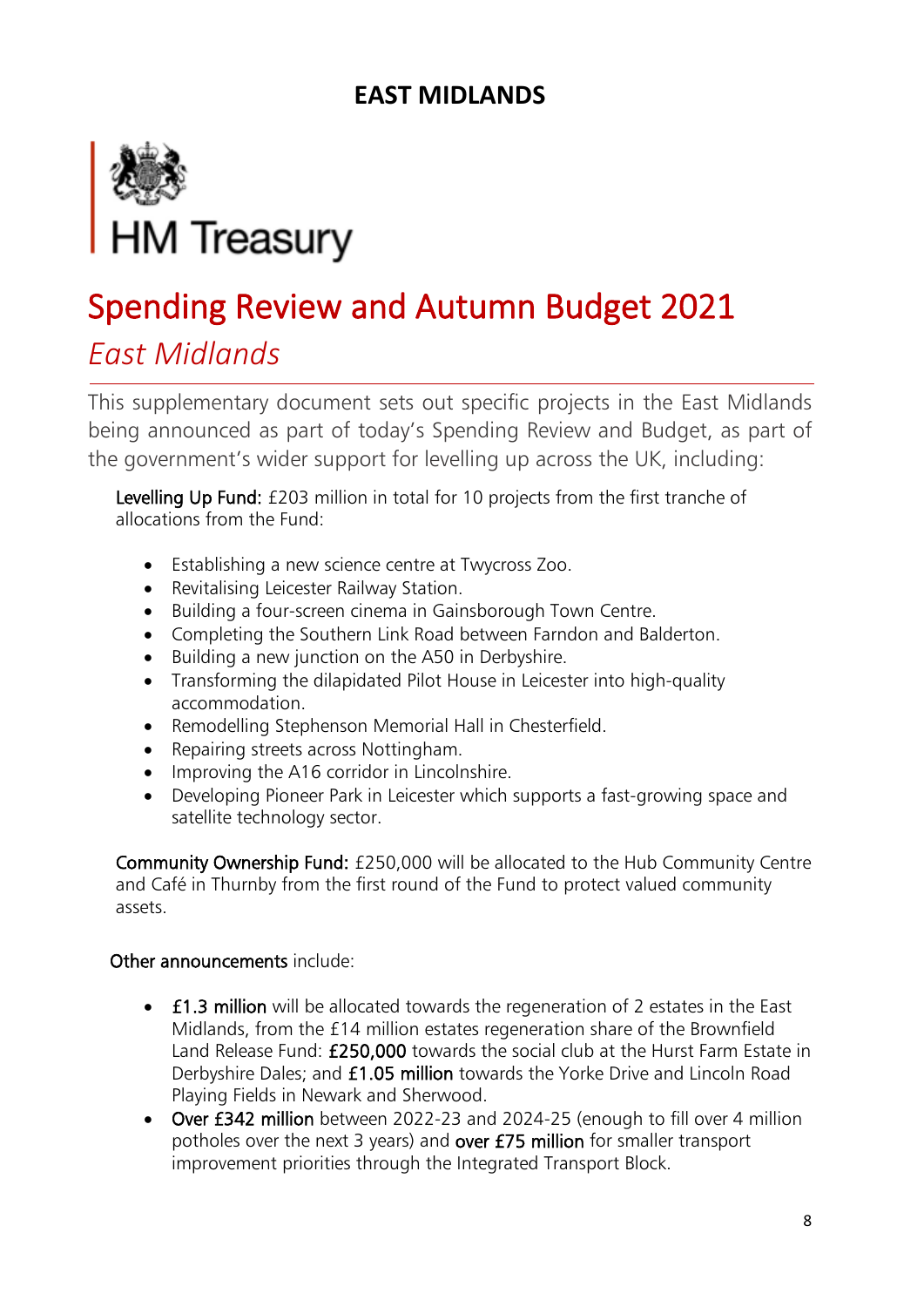# EAST MIDLANDS

HM Treasury

## Spending Review and Autumn Budget 2021

### *East Midlands*

This supplementary document sets out specific projects in the East Midlands being announced as part of today's Spending Review and Budget, as part of the government's wider support for levelling up across the UK, including:

**Levelling Up Fund:** £203 million in total for 10 projects from the first tranche of allocations from the Fund:

- Establishing a new science centre at Twycross Zoo.
- Revitalising Leicester Railway Station.
- Building a four-screen cinema in Gainsborough Town Centre.
- Completing the Southern Link Road between Farndon and Balderton.
- Building a new junction on the A50 in Derbyshire.
- Transforming the dilapidated Pilot House in Leicester into high-quality accommodation.
- Remodelling Stephenson Memorial Hall in Chesterfield.
- Repairing streets across Nottingham.
- Improving the A16 corridor in Lincolnshire.
- Developing Pioneer Park in Leicester which supports a fast-growing space and satellite technology sector.

**Community Ownership Fund:** £250,000 will be allocated to the Hub Community Centre and Café in Thurnby from the first round of the Fund to protect valued community assets.

**Other announcements** include:

- **£1.3 million** will be allocated towards the regeneration of 2 estates in the East Midlands, from the £14 million estates regeneration share of the Brownfield Land Release Fund: **£250,000** towards the social club at the Hurst Farm Estate in Derbyshire Dales; and **£1.05 million** towards the Yorke Drive and Lincoln Road Playing Fields in Newark and Sherwood.
- **Over £342 million** between 2022-23 and 2024-25 (enough to fill over 4 million potholes over the next 3 years) and **over £75 million** for smaller transport improvement priorities through the Integrated Transport Block.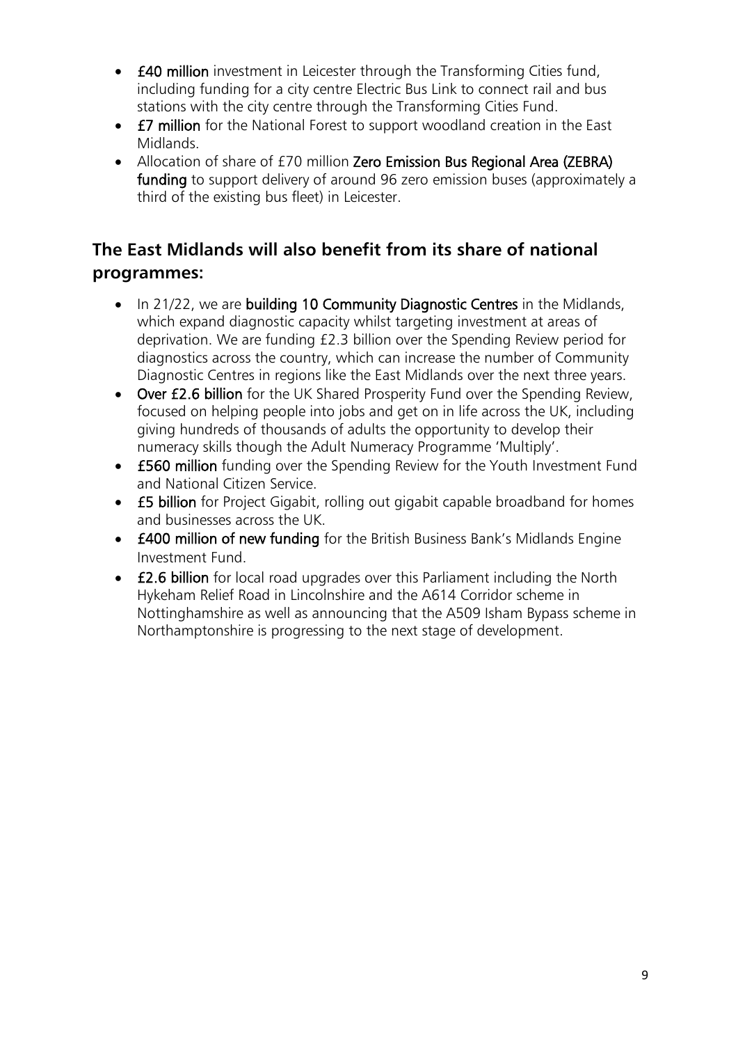- **£40 million** investment in Leicester through the Transforming Cities fund, including funding for a city centre Electric Bus Link to connect rail and bus stations with the city centre through the Transforming Cities Fund.
- **£7 million** for the National Forest to support woodland creation in the East Midlands.
- Allocation of share of £70 million **Zero Emission Bus Regional Area (ZEBRA) funding** to support delivery of around 96 zero emission buses (approximately a third of the existing bus fleet) in Leicester.

## The East Midlands will also benefit from its share of national programmes:

- In 21/22, we are **building 10 Community Diagnostic Centres** in the Midlands, which expand diagnostic capacity whilst targeting investment at areas of deprivation. We are funding £2.3 billion over the Spending Review period for diagnostics across the country, which can increase the number of Community Diagnostic Centres in regions like the East Midlands over the next three years.
- **Over £2.6 billion** for the UK Shared Prosperity Fund over the Spending Review, focused on helping people into jobs and get on in life across the UK, including giving hundreds of thousands of adults the opportunity to develop their numeracy skills though the Adult Numeracy Programme 'Multiply'.
- **£560 million** funding over the Spending Review for the Youth Investment Fund and National Citizen Service.
- **£5 billion** for Project Gigabit, rolling out gigabit capable broadband for homes and businesses across the UK.
- **£400 million of new funding** for the British Business Bank's Midlands Engine Investment Fund.
- **£2.6 billion** for local road upgrades over this Parliament including the North Hykeham Relief Road in Lincolnshire and the A614 Corridor scheme in Nottinghamshire as well as announcing that the A509 Isham Bypass scheme in Northamptonshire is progressing to the next stage of development.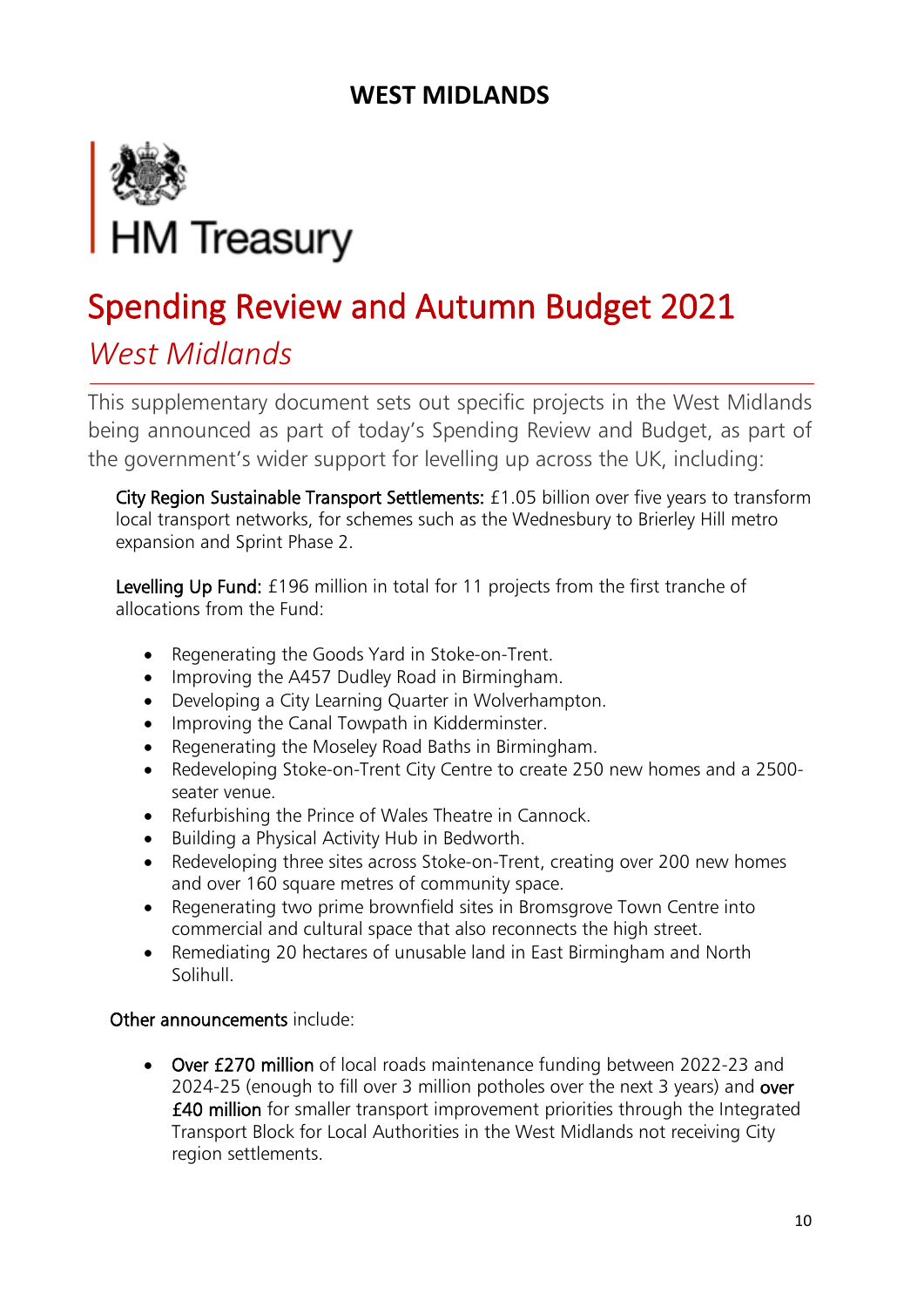## WEST MIDLANDS

HM Treasury

# Spending Review and Autumn Budget 2021

*West Midlands*

This supplementary document sets out specific projects in the West Midlands being announced as part of today's Spending Review and Budget, as part of the government's wider support for levelling up across the UK, including:

**City Region Sustainable Transport Settlements:** £1.05 billion over five years to transform local transport networks, for schemes such as the Wednesbury to Brierley Hill metro expansion and Sprint Phase 2.

**Levelling Up Fund:** £196 million in total for 11 projects from the first tranche of allocations from the Fund:

- Regenerating the Goods Yard in Stoke-on-Trent.
- Improving the A457 Dudley Road in Birmingham.
- Developing a City Learning Quarter in Wolverhampton.
- Improving the Canal Towpath in Kidderminster.
- Regenerating the Moseley Road Baths in Birmingham.
- Redeveloping Stoke-on-Trent City Centre to create 250 new homes and a 2500-seater venue.
- Refurbishing the Prince of Wales Theatre in Cannock.
- Building a Physical Activity Hub in Bedworth.
- Redeveloping three sites across Stoke-on-Trent, creating over 200 new homes and over 160 square metres of community space.
- Regenerating two prime brownfield sites in Bromsgrove Town Centre into commercial and cultural space that also reconnects the high street.
- Remediating 20 hectares of unusable land in East Birmingham and North Solihull.

**Other announcements** include:

- **Over £270 million** of local roads maintenance funding between 2022-23 and 2024-25 (enough to fill over 3 million potholes over the next 3 years) and **over £40 million** for smaller transport improvement priorities through the Integrated Transport Block for Local Authorities in the West Midlands not receiving City region settlements.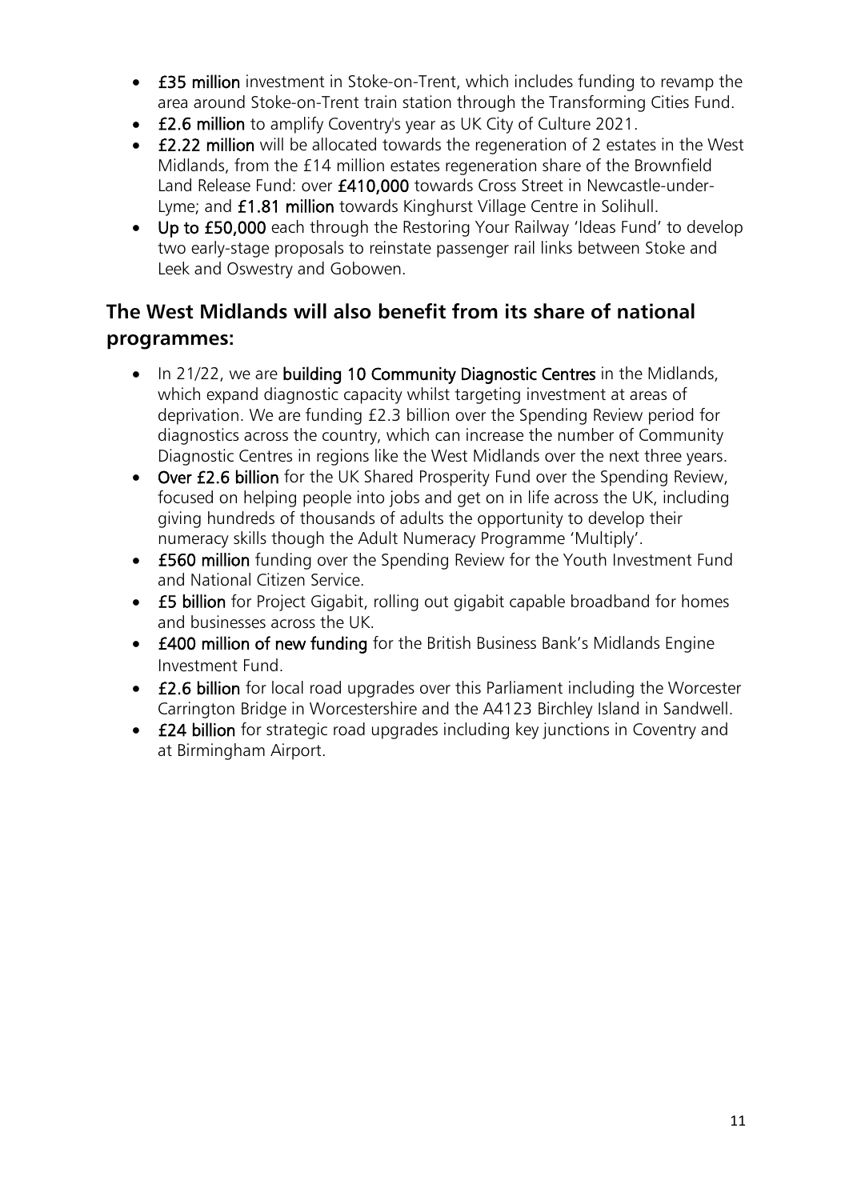- **£35 million** investment in Stoke-on-Trent, which includes funding to revamp the area around Stoke-on-Trent train station through the Transforming Cities Fund.
- **£2.6 million** to amplify Coventry's year as UK City of Culture 2021.
- **£2.22 million** will be allocated towards the regeneration of 2 estates in the West Midlands, from the £14 million estates regeneration share of the Brownfield Land Release Fund: over **£410,000** towards Cross Street in Newcastle-under-Lyme; and **£1.81 million** towards Kinghurst Village Centre in Solihull.
- **Up to £50,000** each through the Restoring Your Railway 'Ideas Fund' to develop two early-stage proposals to reinstate passenger rail links between Stoke and Leek and Oswestry and Gobowen.

## The West Midlands will also benefit from its share of national programmes:

- In 21/22, we are **building 10 Community Diagnostic Centres** in the Midlands, which expand diagnostic capacity whilst targeting investment at areas of deprivation. We are funding £2.3 billion over the Spending Review period for diagnostics across the country, which can increase the number of Community Diagnostic Centres in regions like the West Midlands over the next three years.
- **Over £2.6 billion** for the UK Shared Prosperity Fund over the Spending Review, focused on helping people into jobs and get on in life across the UK, including giving hundreds of thousands of adults the opportunity to develop their numeracy skills though the Adult Numeracy Programme 'Multiply'.
- **£560 million** funding over the Spending Review for the Youth Investment Fund and National Citizen Service.
- **£5 billion** for Project Gigabit, rolling out gigabit capable broadband for homes and businesses across the UK.
- **£400 million of new funding** for the British Business Bank's Midlands Engine Investment Fund.
- **£2.6 billion** for local road upgrades over this Parliament including the Worcester Carrington Bridge in Worcestershire and the A4123 Birchley Island in Sandwell.
- **£24 billion** for strategic road upgrades including key junctions in Coventry and at Birmingham Airport.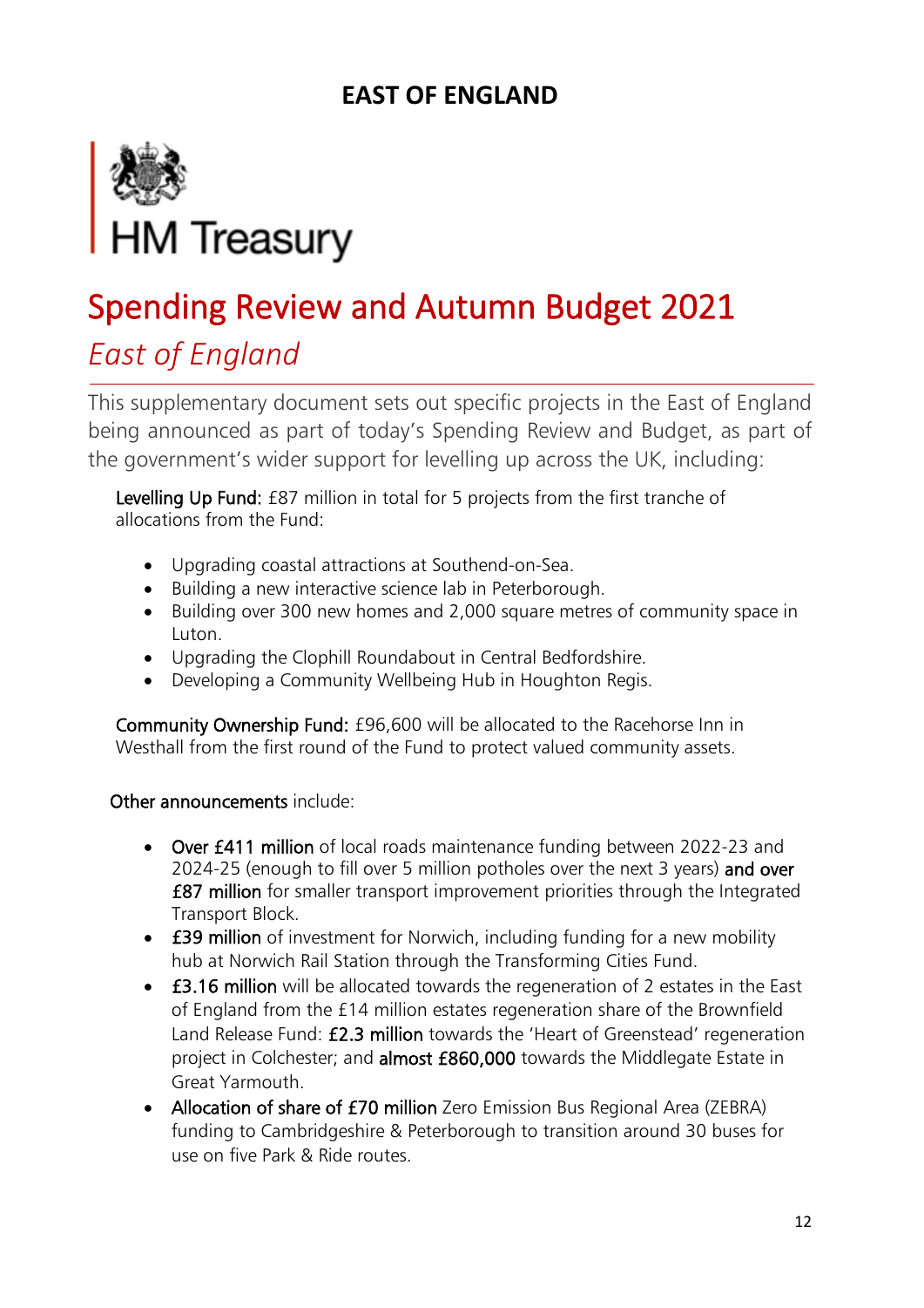# EAST OF ENGLAND

HM Treasury

## Spending Review and Autumn Budget 2021

### *East of England*

This supplementary document sets out specific projects in the East of England being announced as part of today's Spending Review and Budget, as part of the government's wider support for levelling up across the UK, including:

**Levelling Up Fund:** £87 million in total for 5 projects from the first tranche of allocations from the Fund:

- Upgrading coastal attractions at Southend-on-Sea.
- Building a new interactive science lab in Peterborough.
- Building over 300 new homes and 2,000 square metres of community space in Luton.
- Upgrading the Clophill Roundabout in Central Bedfordshire.
- Developing a Community Wellbeing Hub in Houghton Regis.

**Community Ownership Fund:** £96,600 will be allocated to the Racehorse Inn in Westhall from the first round of the Fund to protect valued community assets.

**Other announcements** include:

- **Over £411 million** of local roads maintenance funding between 2022-23 and 2024-25 (enough to fill over 5 million potholes over the next 3 years) **and over £87 million** for smaller transport improvement priorities through the Integrated Transport Block.
- **£39 million** of investment for Norwich, including funding for a new mobility hub at Norwich Rail Station through the Transforming Cities Fund.
- **£3.16 million** will be allocated towards the regeneration of 2 estates in the East of England from the £14 million estates regeneration share of the Brownfield Land Release Fund: **£2.3 million** towards the 'Heart of Greenstead' regeneration project in Colchester; and **almost £860,000** towards the Middlegate Estate in Great Yarmouth.
- **Allocation of share of £70 million** Zero Emission Bus Regional Area (ZEBRA) funding to Cambridgeshire & Peterborough to transition around 30 buses for use on five Park & Ride routes.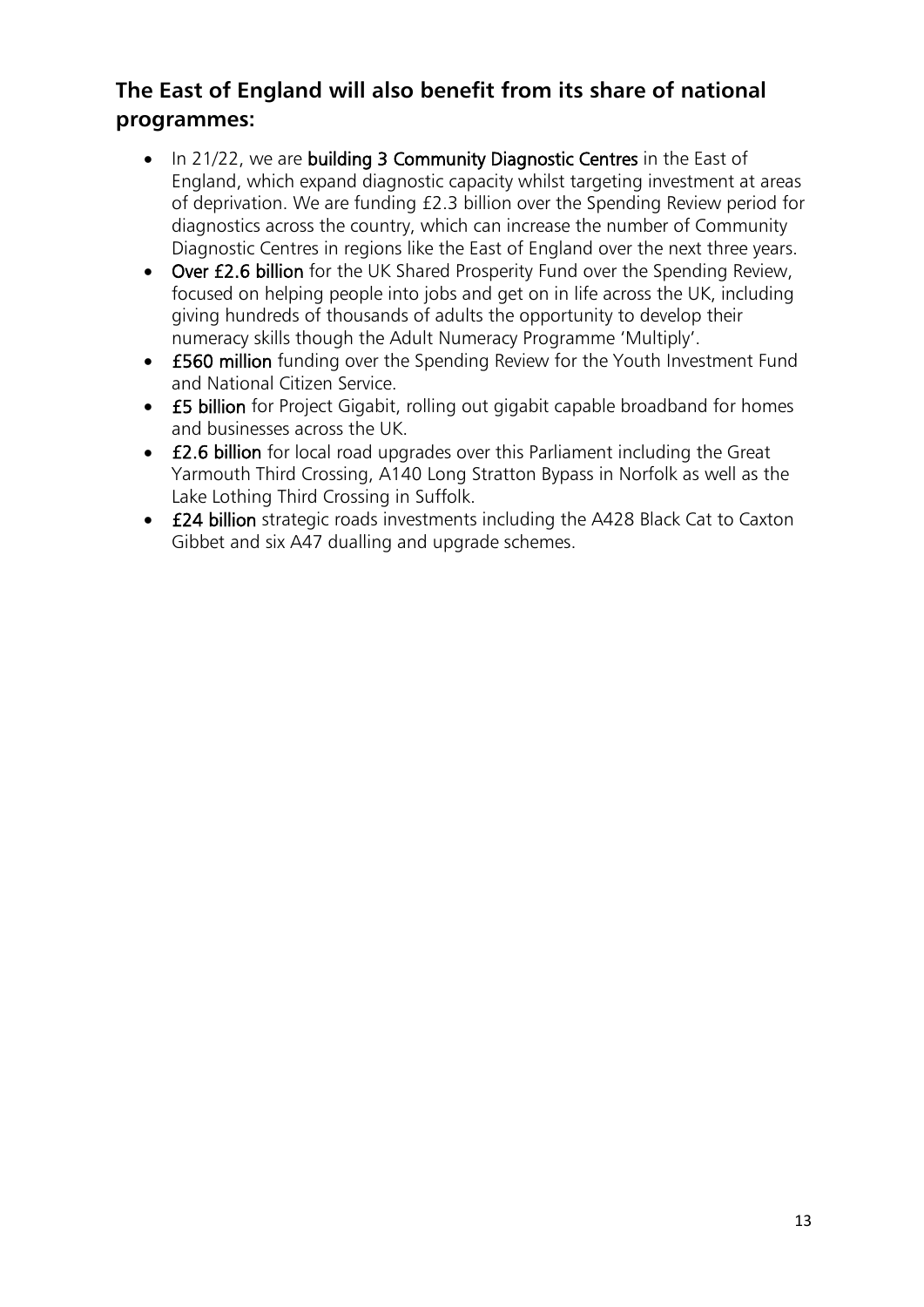## The East of England will also benefit from its share of national programmes:

- In 21/22, we are **building 3 Community Diagnostic Centres** in the East of England, which expand diagnostic capacity whilst targeting investment at areas of deprivation. We are funding £2.3 billion over the Spending Review period for diagnostics across the country, which can increase the number of Community Diagnostic Centres in regions like the East of England over the next three years.
- **Over £2.6 billion** for the UK Shared Prosperity Fund over the Spending Review, focused on helping people into jobs and get on in life across the UK, including giving hundreds of thousands of adults the opportunity to develop their numeracy skills though the Adult Numeracy Programme 'Multiply'.
- **£560 million** funding over the Spending Review for the Youth Investment Fund and National Citizen Service.
- **£5 billion** for Project Gigabit, rolling out gigabit capable broadband for homes and businesses across the UK.
- **£2.6 billion** for local road upgrades over this Parliament including the Great Yarmouth Third Crossing, A140 Long Stratton Bypass in Norfolk as well as the Lake Lothing Third Crossing in Suffolk.
- **£24 billion** strategic roads investments including the A428 Black Cat to Caxton Gibbet and six A47 dualling and upgrade schemes.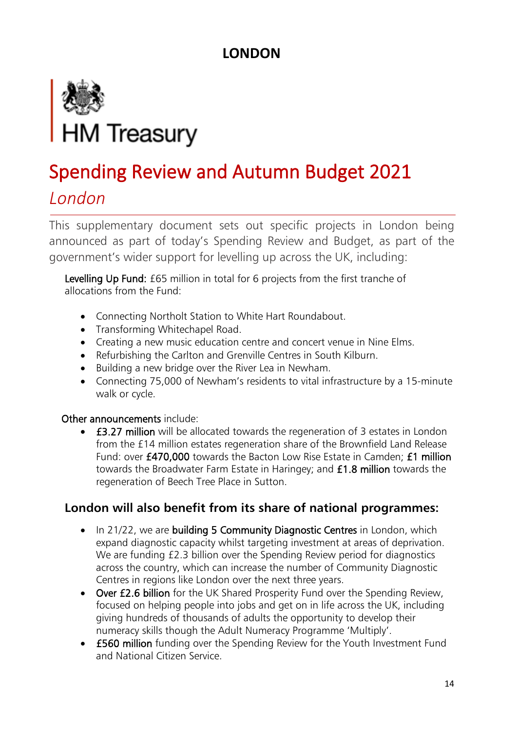# LONDON

HM Treasury

# Spending Review and Autumn Budget 2021

## *London*

This supplementary document sets out specific projects in London being announced as part of today's Spending Review and Budget, as part of the government's wider support for levelling up across the UK, including:

**Levelling Up Fund:** £65 million in total for 6 projects from the first tranche of allocations from the Fund:

- Connecting Northolt Station to White Hart Roundabout.
- Transforming Whitechapel Road.
- Creating a new music education centre and concert venue in Nine Elms.
- Refurbishing the Carlton and Grenville Centres in South Kilburn.
- Building a new bridge over the River Lea in Newham.
- Connecting 75,000 of Newham's residents to vital infrastructure by a 15-minute walk or cycle.

**Other announcements** include:

- **£3.27 million** will be allocated towards the regeneration of 3 estates in London from the £14 million estates regeneration share of the Brownfield Land Release Fund: over **£470,000** towards the Bacton Low Rise Estate in Camden; **£1 million** towards the Broadwater Farm Estate in Haringey; and **£1.8 million** towards the regeneration of Beech Tree Place in Sutton.

### London will also benefit from its share of national programmes:

- In 21/22, we are **building 5 Community Diagnostic Centres** in London, which expand diagnostic capacity whilst targeting investment at areas of deprivation. We are funding £2.3 billion over the Spending Review period for diagnostics across the country, which can increase the number of Community Diagnostic Centres in regions like London over the next three years.
- **Over £2.6 billion** for the UK Shared Prosperity Fund over the Spending Review, focused on helping people into jobs and get on in life across the UK, including giving hundreds of thousands of adults the opportunity to develop their numeracy skills though the Adult Numeracy Programme 'Multiply'.
- **£560 million** funding over the Spending Review for the Youth Investment Fund and National Citizen Service.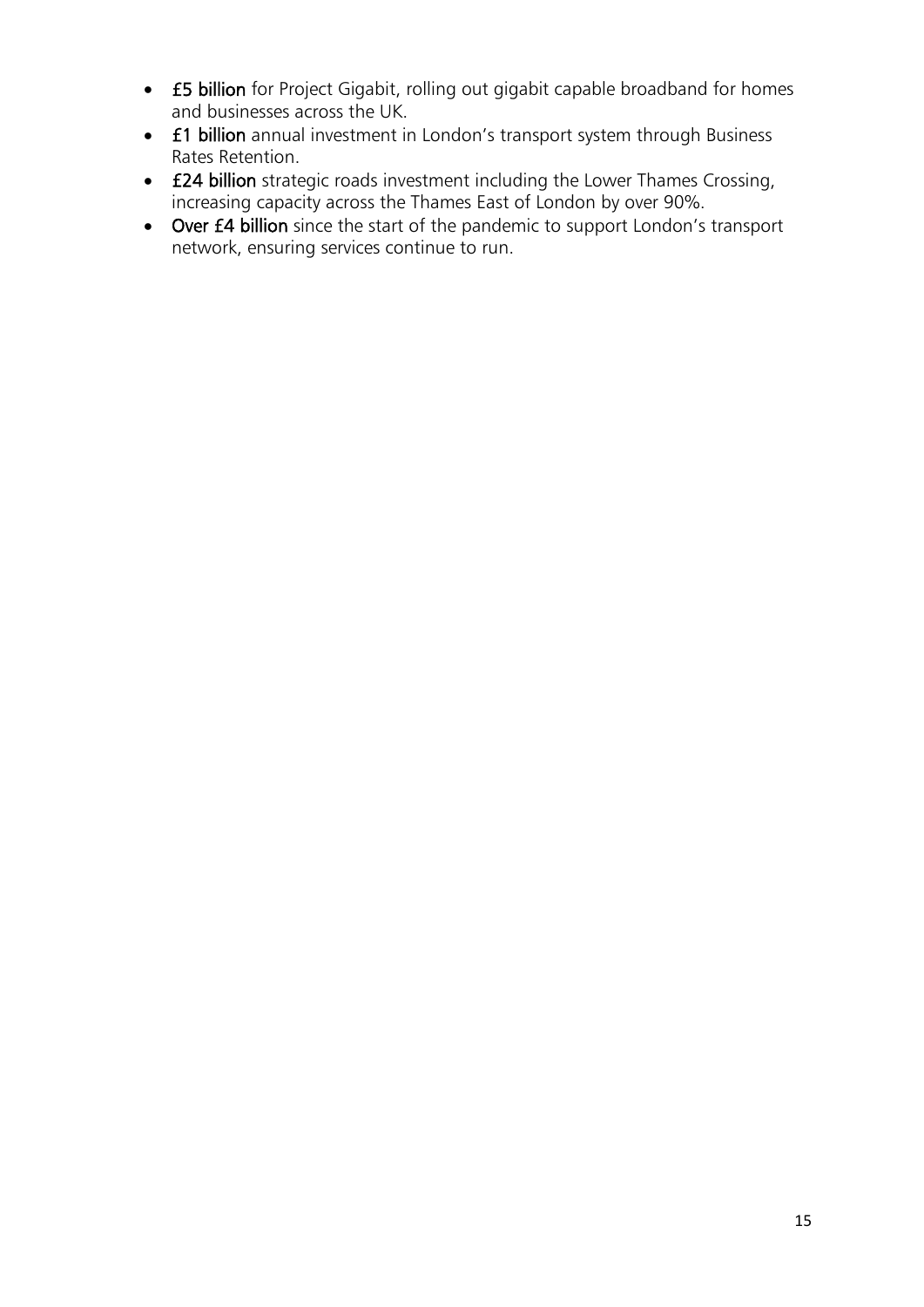- **£5 billion** for Project Gigabit, rolling out gigabit capable broadband for homes and businesses across the UK.
- **£1 billion** annual investment in London's transport system through Business Rates Retention.
- **£24 billion** strategic roads investment including the Lower Thames Crossing, increasing capacity across the Thames East of London by over 90%.
- **Over £4 billion** since the start of the pandemic to support London's transport network, ensuring services continue to run.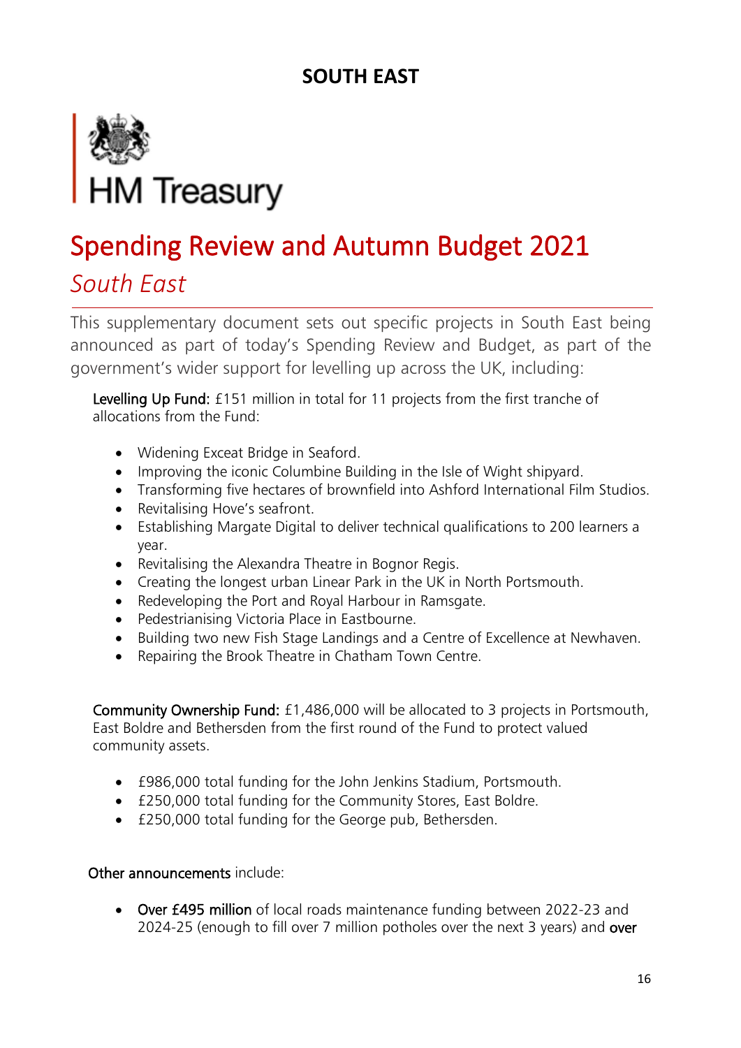# SOUTH EAST

HM Treasury

## Spending Review and Autumn Budget 2021

### *South East*

This supplementary document sets out specific projects in South East being announced as part of today's Spending Review and Budget, as part of the government's wider support for levelling up across the UK, including:

**Levelling Up Fund:** £151 million in total for 11 projects from the first tranche of allocations from the Fund:

- Widening Exceat Bridge in Seaford.
- Improving the iconic Columbine Building in the Isle of Wight shipyard.
- Transforming five hectares of brownfield into Ashford International Film Studios.
- Revitalising Hove's seafront.
- Establishing Margate Digital to deliver technical qualifications to 200 learners a year.
- Revitalising the Alexandra Theatre in Bognor Regis.
- Creating the longest urban Linear Park in the UK in North Portsmouth.
- Redeveloping the Port and Royal Harbour in Ramsgate.
- Pedestrianising Victoria Place in Eastbourne.
- Building two new Fish Stage Landings and a Centre of Excellence at Newhaven.
- Repairing the Brook Theatre in Chatham Town Centre.

**Community Ownership Fund:** £1,486,000 will be allocated to 3 projects in Portsmouth, East Boldre and Bethersden from the first round of the Fund to protect valued community assets.

- £986,000 total funding for the John Jenkins Stadium, Portsmouth.
- £250,000 total funding for the Community Stores, East Boldre.
- £250,000 total funding for the George pub, Bethersden.

**Other announcements** include:

- **Over £495 million** of local roads maintenance funding between 2022-23 and 2024-25 (enough to fill over 7 million potholes over the next 3 years) and **over**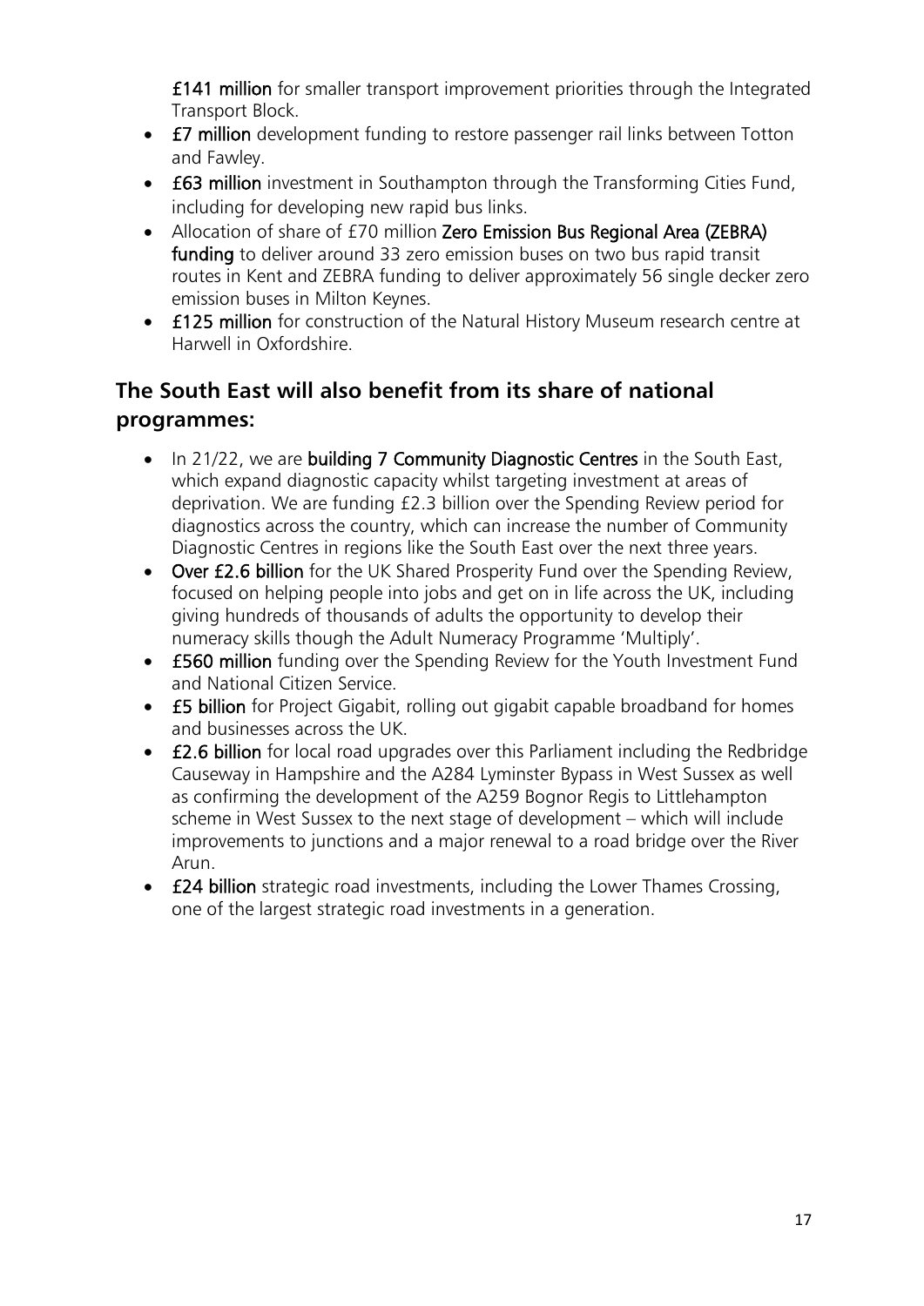**£141 million** for smaller transport improvement priorities through the Integrated Transport Block.

- **£7 million** development funding to restore passenger rail links between Totton and Fawley.
- **£63 million** investment in Southampton through the Transforming Cities Fund, including for developing new rapid bus links.
- Allocation of share of £70 million **Zero Emission Bus Regional Area (ZEBRA) funding** to deliver around 33 zero emission buses on two bus rapid transit routes in Kent and ZEBRA funding to deliver approximately 56 single decker zero emission buses in Milton Keynes.
- **£125 million** for construction of the Natural History Museum research centre at Harwell in Oxfordshire.

## The South East will also benefit from its share of national programmes:

- In 21/22, we are **building 7 Community Diagnostic Centres** in the South East, which expand diagnostic capacity whilst targeting investment at areas of deprivation. We are funding £2.3 billion over the Spending Review period for diagnostics across the country, which can increase the number of Community Diagnostic Centres in regions like the South East over the next three years.
- **Over £2.6 billion** for the UK Shared Prosperity Fund over the Spending Review, focused on helping people into jobs and get on in life across the UK, including giving hundreds of thousands of adults the opportunity to develop their numeracy skills though the Adult Numeracy Programme 'Multiply'.
- **£560 million** funding over the Spending Review for the Youth Investment Fund and National Citizen Service.
- **£5 billion** for Project Gigabit, rolling out gigabit capable broadband for homes and businesses across the UK.
- **£2.6 billion** for local road upgrades over this Parliament including the Redbridge Causeway in Hampshire and the A284 Lyminster Bypass in West Sussex as well as confirming the development of the A259 Bognor Regis to Littlehampton scheme in West Sussex to the next stage of development – which will include improvements to junctions and a major renewal to a road bridge over the River Arun.
- **£24 billion** strategic road investments, including the Lower Thames Crossing, one of the largest strategic road investments in a generation.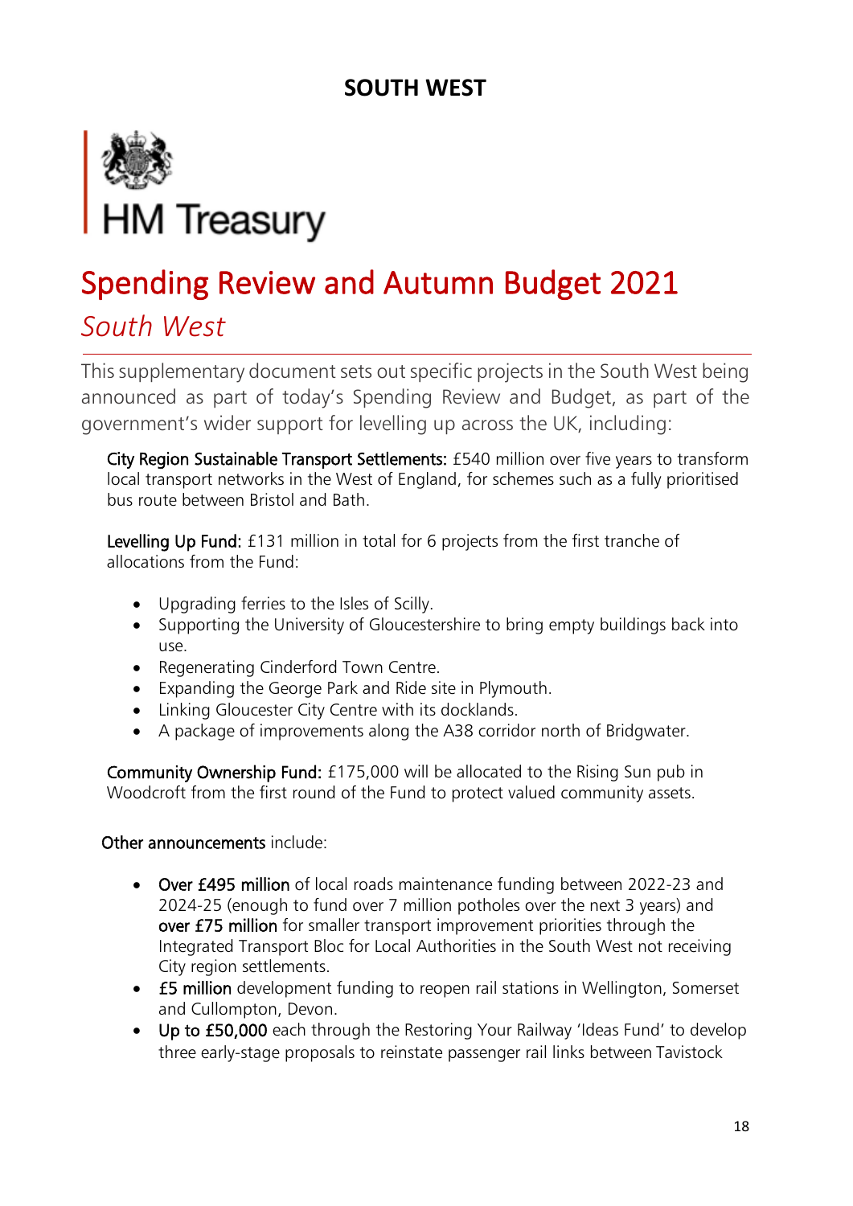## SOUTH WEST

HM Treasury

# Spending Review and Autumn Budget 2021

## *South West*

This supplementary document sets out specific projects in the South West being announced as part of today's Spending Review and Budget, as part of the government's wider support for levelling up across the UK, including:

**City Region Sustainable Transport Settlements:** £540 million over five years to transform local transport networks in the West of England, for schemes such as a fully prioritised bus route between Bristol and Bath.

**Levelling Up Fund:** £131 million in total for 6 projects from the first tranche of allocations from the Fund:

- Upgrading ferries to the Isles of Scilly.
- Supporting the University of Gloucestershire to bring empty buildings back into use.
- Regenerating Cinderford Town Centre.
- Expanding the George Park and Ride site in Plymouth.
- Linking Gloucester City Centre with its docklands.
- A package of improvements along the A38 corridor north of Bridgwater.

**Community Ownership Fund:** £175,000 will be allocated to the Rising Sun pub in Woodcroft from the first round of the Fund to protect valued community assets.

**Other announcements** include:

- **Over £495 million** of local roads maintenance funding between 2022-23 and 2024-25 (enough to fund over 7 million potholes over the next 3 years) and **over £75 million** for smaller transport improvement priorities through the Integrated Transport Bloc for Local Authorities in the South West not receiving City region settlements.
- **£5 million** development funding to reopen rail stations in Wellington, Somerset and Cullompton, Devon.
- **Up to £50,000** each through the Restoring Your Railway 'Ideas Fund' to develop three early-stage proposals to reinstate passenger rail links between Tavistock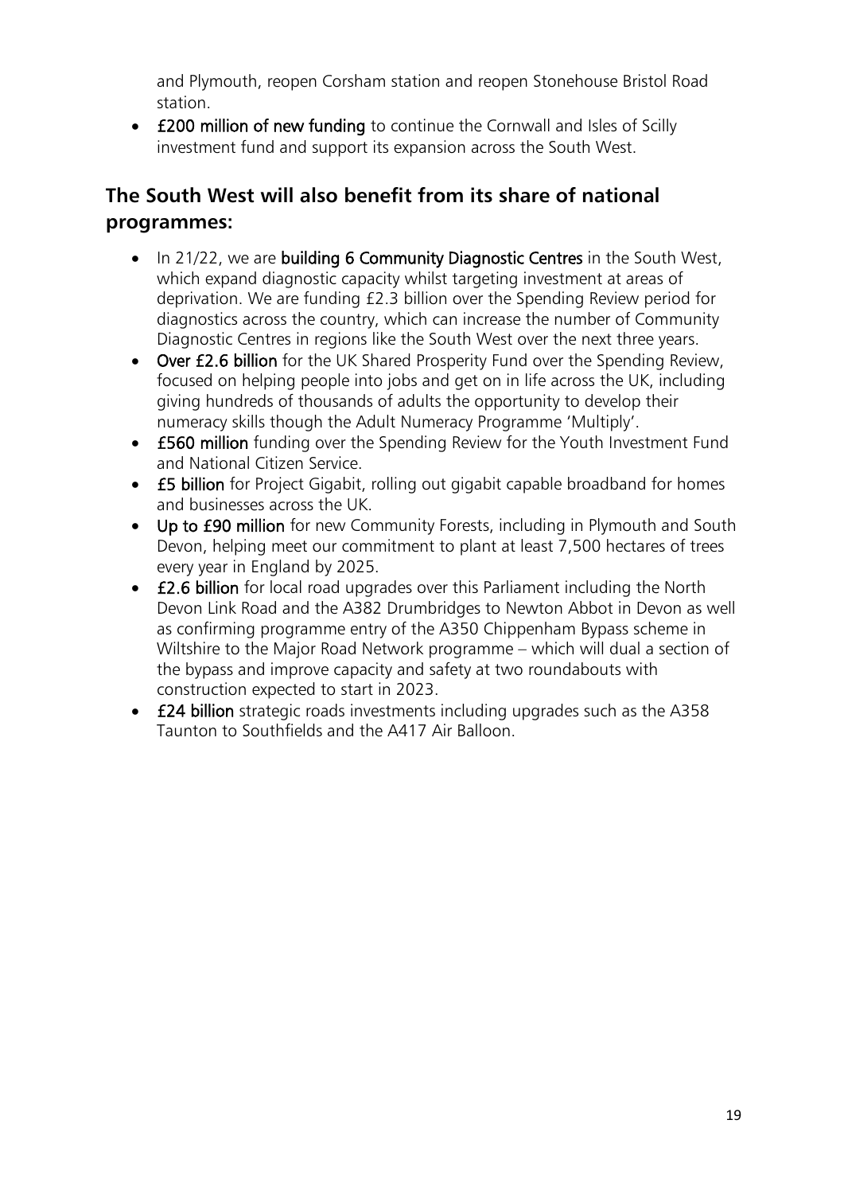and Plymouth, reopen Corsham station and reopen Stonehouse Bristol Road station.

- **£200 million of new funding** to continue the Cornwall and Isles of Scilly investment fund and support its expansion across the South West.

## The South West will also benefit from its share of national programmes:

- In 21/22, we are **building 6 Community Diagnostic Centres** in the South West, which expand diagnostic capacity whilst targeting investment at areas of deprivation. We are funding £2.3 billion over the Spending Review period for diagnostics across the country, which can increase the number of Community Diagnostic Centres in regions like the South West over the next three years.
- **Over £2.6 billion** for the UK Shared Prosperity Fund over the Spending Review, focused on helping people into jobs and get on in life across the UK, including giving hundreds of thousands of adults the opportunity to develop their numeracy skills though the Adult Numeracy Programme 'Multiply'.
- **£560 million** funding over the Spending Review for the Youth Investment Fund and National Citizen Service.
- **£5 billion** for Project Gigabit, rolling out gigabit capable broadband for homes and businesses across the UK.
- **Up to £90 million** for new Community Forests, including in Plymouth and South Devon, helping meet our commitment to plant at least 7,500 hectares of trees every year in England by 2025.
- **£2.6 billion** for local road upgrades over this Parliament including the North Devon Link Road and the A382 Drumbridges to Newton Abbot in Devon as well as confirming programme entry of the A350 Chippenham Bypass scheme in Wiltshire to the Major Road Network programme – which will dual a section of the bypass and improve capacity and safety at two roundabouts with construction expected to start in 2023.
- **£24 billion** strategic roads investments including upgrades such as the A358 Taunton to Southfields and the A417 Air Balloon.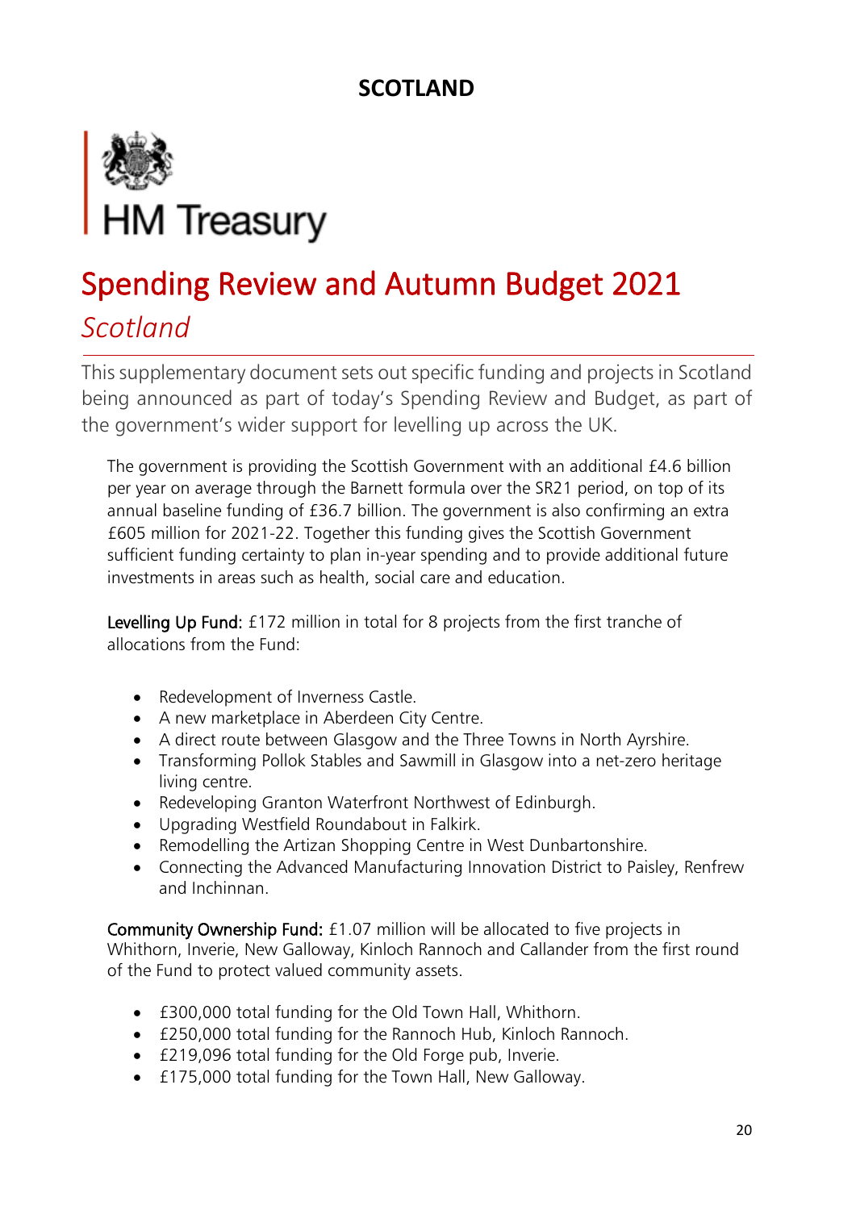## SCOTLAND

HM Treasury

# Spending Review and Autumn Budget 2021

*Scotland*

This supplementary document sets out specific funding and projects in Scotland being announced as part of today's Spending Review and Budget, as part of the government's wider support for levelling up across the UK.

The government is providing the Scottish Government with an additional £4.6 billion per year on average through the Barnett formula over the SR21 period, on top of its annual baseline funding of £36.7 billion. The government is also confirming an extra £605 million for 2021-22. Together this funding gives the Scottish Government sufficient funding certainty to plan in-year spending and to provide additional future investments in areas such as health, social care and education.

**Levelling Up Fund:** £172 million in total for 8 projects from the first tranche of allocations from the Fund:

- Redevelopment of Inverness Castle.
- A new marketplace in Aberdeen City Centre.
- A direct route between Glasgow and the Three Towns in North Ayrshire.
- Transforming Pollok Stables and Sawmill in Glasgow into a net-zero heritage living centre.
- Redeveloping Granton Waterfront Northwest of Edinburgh.
- Upgrading Westfield Roundabout in Falkirk.
- Remodelling the Artizan Shopping Centre in West Dunbartonshire.
- Connecting the Advanced Manufacturing Innovation District to Paisley, Renfrew and Inchinnan.

**Community Ownership Fund:** £1.07 million will be allocated to five projects in Whithorn, Inverie, New Galloway, Kinloch Rannoch and Callander from the first round of the Fund to protect valued community assets.

- £300,000 total funding for the Old Town Hall, Whithorn.
- £250,000 total funding for the Rannoch Hub, Kinloch Rannoch.
- £219,096 total funding for the Old Forge pub, Inverie.
- £175,000 total funding for the Town Hall, New Galloway.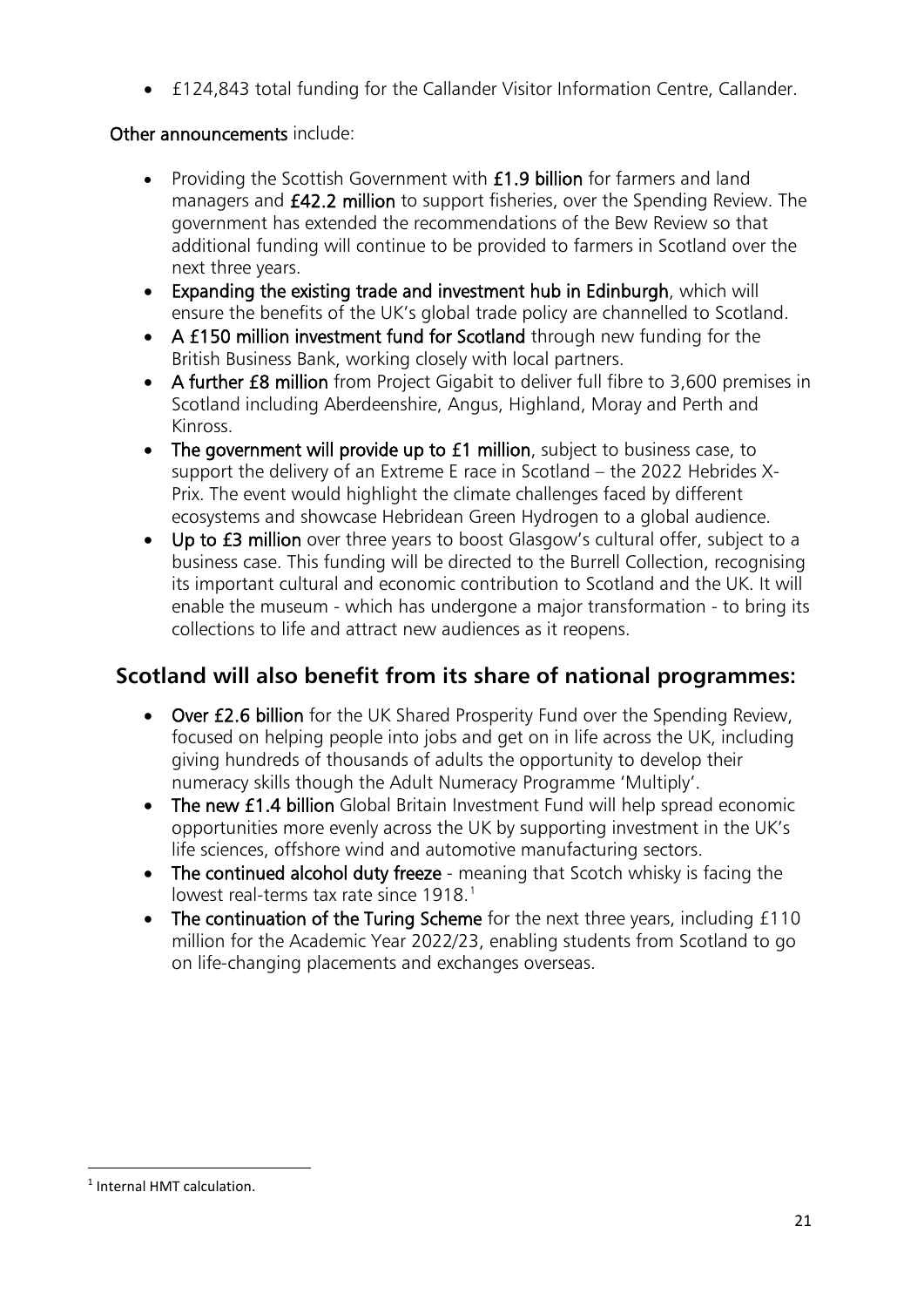- £124,843 total funding for the Callander Visitor Information Centre, Callander.

**Other announcements** include:

- Providing the Scottish Government with **£1.9 billion** for farmers and land managers and **£42.2 million** to support fisheries, over the Spending Review. The government has extended the recommendations of the Bew Review so that additional funding will continue to be provided to farmers in Scotland over the next three years.
- **Expanding the existing trade and investment hub in Edinburgh**, which will ensure the benefits of the UK's global trade policy are channelled to Scotland.
- **A £150 million investment fund for Scotland** through new funding for the British Business Bank, working closely with local partners.
- **A further £8 million** from Project Gigabit to deliver full fibre to 3,600 premises in Scotland including Aberdeenshire, Angus, Highland, Moray and Perth and Kinross.
- **The government will provide up to £1 million**, subject to business case, to support the delivery of an Extreme E race in Scotland – the 2022 Hebrides X-Prix. The event would highlight the climate challenges faced by different ecosystems and showcase Hebridean Green Hydrogen to a global audience.
- **Up to £3 million** over three years to boost Glasgow's cultural offer, subject to a business case. This funding will be directed to the Burrell Collection, recognising its important cultural and economic contribution to Scotland and the UK. It will enable the museum - which has undergone a major transformation - to bring its collections to life and attract new audiences as it reopens.

## Scotland will also benefit from its share of national programmes:

- **Over £2.6 billion** for the UK Shared Prosperity Fund over the Spending Review, focused on helping people into jobs and get on in life across the UK, including giving hundreds of thousands of adults the opportunity to develop their numeracy skills though the Adult Numeracy Programme 'Multiply'.
- **The new £1.4 billion** Global Britain Investment Fund will help spread economic opportunities more evenly across the UK by supporting investment in the UK's life sciences, offshore wind and automotive manufacturing sectors.
- **The continued alcohol duty freeze** - meaning that Scotch whisky is facing the lowest real-terms tax rate since 1918.[1]
- **The continuation of the Turing Scheme** for the next three years, including £110 million for the Academic Year 2022/23, enabling students from Scotland to go on life-changing placements and exchanges overseas.

---

[1] Internal HMT calculation.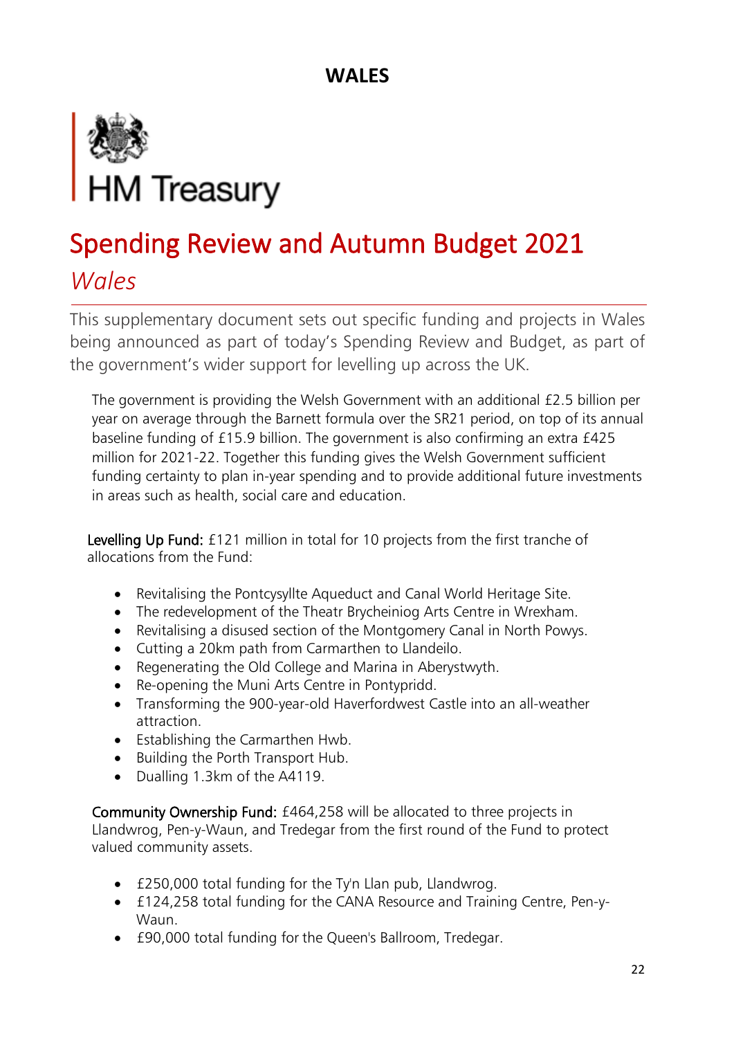# WALES

HM Treasury

# Spending Review and Autumn Budget 2021

## *Wales*

This supplementary document sets out specific funding and projects in Wales being announced as part of today's Spending Review and Budget, as part of the government's wider support for levelling up across the UK.

The government is providing the Welsh Government with an additional £2.5 billion per year on average through the Barnett formula over the SR21 period, on top of its annual baseline funding of £15.9 billion. The government is also confirming an extra £425 million for 2021-22. Together this funding gives the Welsh Government sufficient funding certainty to plan in-year spending and to provide additional future investments in areas such as health, social care and education.

**Levelling Up Fund:** £121 million in total for 10 projects from the first tranche of allocations from the Fund:

- Revitalising the Pontcysyllte Aqueduct and Canal World Heritage Site.
- The redevelopment of the Theatr Brycheiniog Arts Centre in Wrexham.
- Revitalising a disused section of the Montgomery Canal in North Powys.
- Cutting a 20km path from Carmarthen to Llandeilo.
- Regenerating the Old College and Marina in Aberystwyth.
- Re-opening the Muni Arts Centre in Pontypridd.
- Transforming the 900-year-old Haverfordwest Castle into an all-weather attraction.
- Establishing the Carmarthen Hwb.
- Building the Porth Transport Hub.
- Dualling 1.3km of the A4119.

**Community Ownership Fund:** £464,258 will be allocated to three projects in Llandwrog, Pen-y-Waun, and Tredegar from the first round of the Fund to protect valued community assets.

- £250,000 total funding for the Ty'n Llan pub, Llandwrog.
- £124,258 total funding for the CANA Resource and Training Centre, Pen-y-Waun.
- £90,000 total funding for the Queen's Ballroom, Tredegar.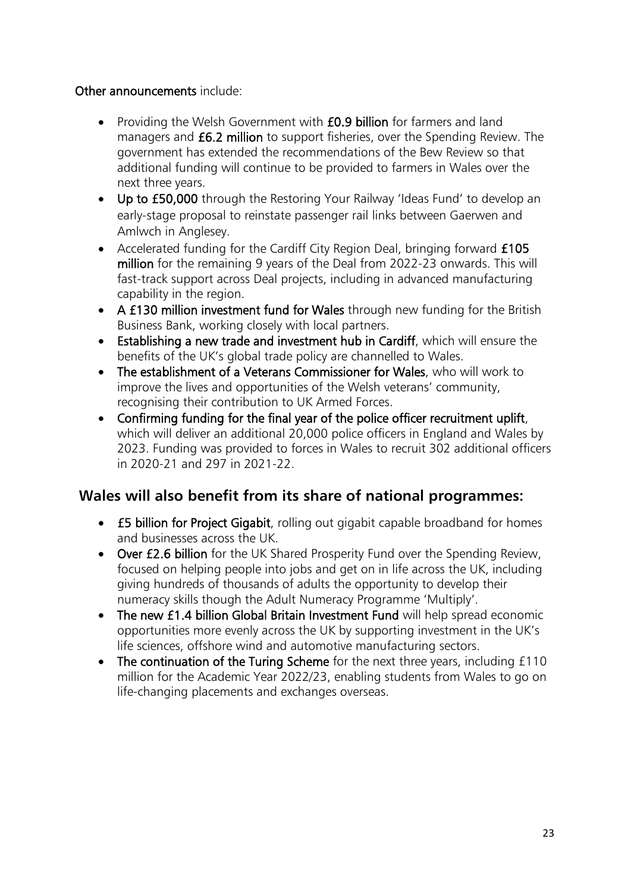**Other announcements** include:

- Providing the Welsh Government with **£0.9 billion** for farmers and land managers and **£6.2 million** to support fisheries, over the Spending Review. The government has extended the recommendations of the Bew Review so that additional funding will continue to be provided to farmers in Wales over the next three years.
- **Up to £50,000** through the Restoring Your Railway 'Ideas Fund' to develop an early-stage proposal to reinstate passenger rail links between Gaerwen and Amlwch in Anglesey.
- Accelerated funding for the Cardiff City Region Deal, bringing forward **£105 million** for the remaining 9 years of the Deal from 2022-23 onwards. This will fast-track support across Deal projects, including in advanced manufacturing capability in the region.
- **A £130 million investment fund for Wales** through new funding for the British Business Bank, working closely with local partners.
- **Establishing a new trade and investment hub in Cardiff**, which will ensure the benefits of the UK's global trade policy are channelled to Wales.
- **The establishment of a Veterans Commissioner for Wales**, who will work to improve the lives and opportunities of the Welsh veterans' community, recognising their contribution to UK Armed Forces.
- **Confirming funding for the final year of the police officer recruitment uplift**, which will deliver an additional 20,000 police officers in England and Wales by 2023. Funding was provided to forces in Wales to recruit 302 additional officers in 2020-21 and 297 in 2021-22.

## Wales will also benefit from its share of national programmes:

- **£5 billion for Project Gigabit**, rolling out gigabit capable broadband for homes and businesses across the UK.
- **Over £2.6 billion** for the UK Shared Prosperity Fund over the Spending Review, focused on helping people into jobs and get on in life across the UK, including giving hundreds of thousands of adults the opportunity to develop their numeracy skills though the Adult Numeracy Programme 'Multiply'.
- **The new £1.4 billion Global Britain Investment Fund** will help spread economic opportunities more evenly across the UK by supporting investment in the UK's life sciences, offshore wind and automotive manufacturing sectors.
- **The continuation of the Turing Scheme** for the next three years, including £110 million for the Academic Year 2022/23, enabling students from Wales to go on life-changing placements and exchanges overseas.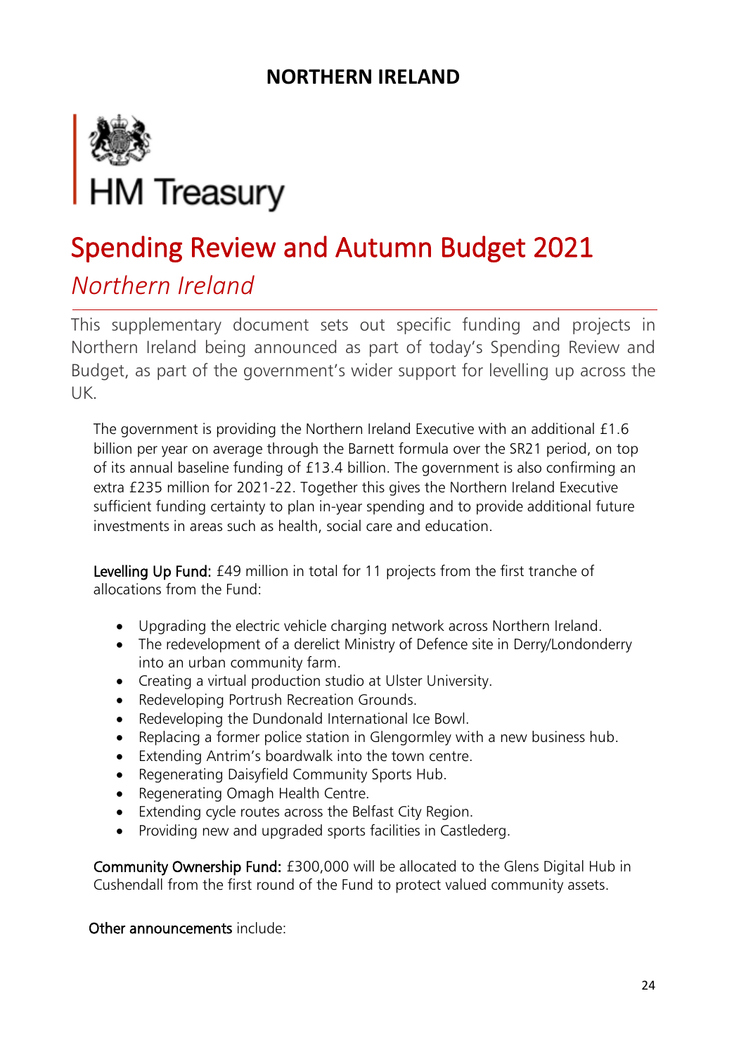## NORTHERN IRELAND

HM Treasury

# Spending Review and Autumn Budget 2021

## *Northern Ireland*

This supplementary document sets out specific funding and projects in Northern Ireland being announced as part of today's Spending Review and Budget, as part of the government's wider support for levelling up across the UK.

The government is providing the Northern Ireland Executive with an additional £1.6 billion per year on average through the Barnett formula over the SR21 period, on top of its annual baseline funding of £13.4 billion. The government is also confirming an extra £235 million for 2021-22. Together this gives the Northern Ireland Executive sufficient funding certainty to plan in-year spending and to provide additional future investments in areas such as health, social care and education.

**Levelling Up Fund:** £49 million in total for 11 projects from the first tranche of allocations from the Fund:

- Upgrading the electric vehicle charging network across Northern Ireland.
- The redevelopment of a derelict Ministry of Defence site in Derry/Londonderry into an urban community farm.
- Creating a virtual production studio at Ulster University.
- Redeveloping Portrush Recreation Grounds.
- Redeveloping the Dundonald International Ice Bowl.
- Replacing a former police station in Glengormley with a new business hub.
- Extending Antrim's boardwalk into the town centre.
- Regenerating Daisyfield Community Sports Hub.
- Regenerating Omagh Health Centre.
- Extending cycle routes across the Belfast City Region.
- Providing new and upgraded sports facilities in Castlederg.

**Community Ownership Fund:** £300,000 will be allocated to the Glens Digital Hub in Cushendall from the first round of the Fund to protect valued community assets.

**Other announcements** include: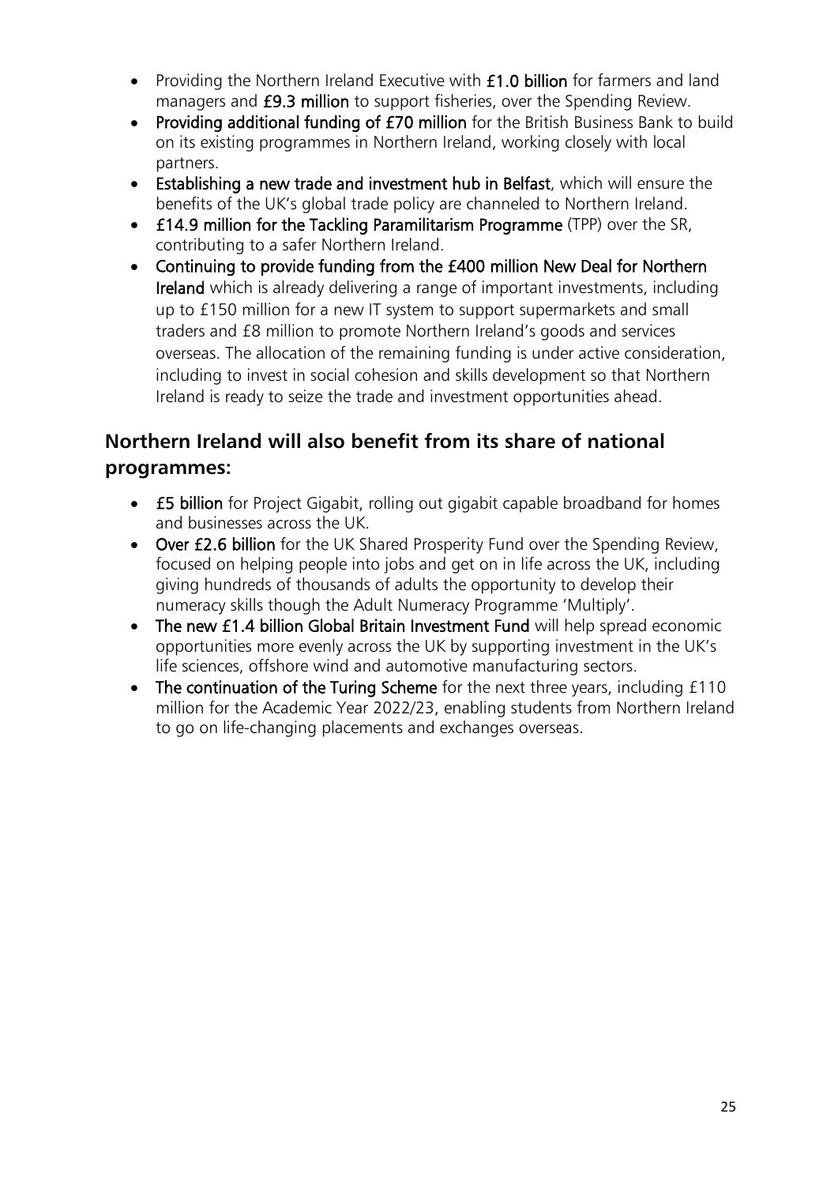- Providing the Northern Ireland Executive with **£1.0 billion** for farmers and land managers and **£9.3 million** to support fisheries, over the Spending Review.
- **Providing additional funding of £70 million** for the British Business Bank to build on its existing programmes in Northern Ireland, working closely with local partners.
- **Establishing a new trade and investment hub in Belfast**, which will ensure the benefits of the UK's global trade policy are channeled to Northern Ireland.
- **£14.9 million for the Tackling Paramilitarism Programme** (TPP) over the SR, contributing to a safer Northern Ireland.
- **Continuing to provide funding from the £400 million New Deal for Northern Ireland** which is already delivering a range of important investments, including up to £150 million for a new IT system to support supermarkets and small traders and £8 million to promote Northern Ireland's goods and services overseas. The allocation of the remaining funding is under active consideration, including to invest in social cohesion and skills development so that Northern Ireland is ready to seize the trade and investment opportunities ahead.

## Northern Ireland will also benefit from its share of national programmes:

- **£5 billion** for Project Gigabit, rolling out gigabit capable broadband for homes and businesses across the UK.
- **Over £2.6 billion** for the UK Shared Prosperity Fund over the Spending Review, focused on helping people into jobs and get on in life across the UK, including giving hundreds of thousands of adults the opportunity to develop their numeracy skills though the Adult Numeracy Programme 'Multiply'.
- **The new £1.4 billion Global Britain Investment Fund** will help spread economic opportunities more evenly across the UK by supporting investment in the UK's life sciences, offshore wind and automotive manufacturing sectors.
- **The continuation of the Turing Scheme** for the next three years, including £110 million for the Academic Year 2022/23, enabling students from Northern Ireland to go on life-changing placements and exchanges overseas.